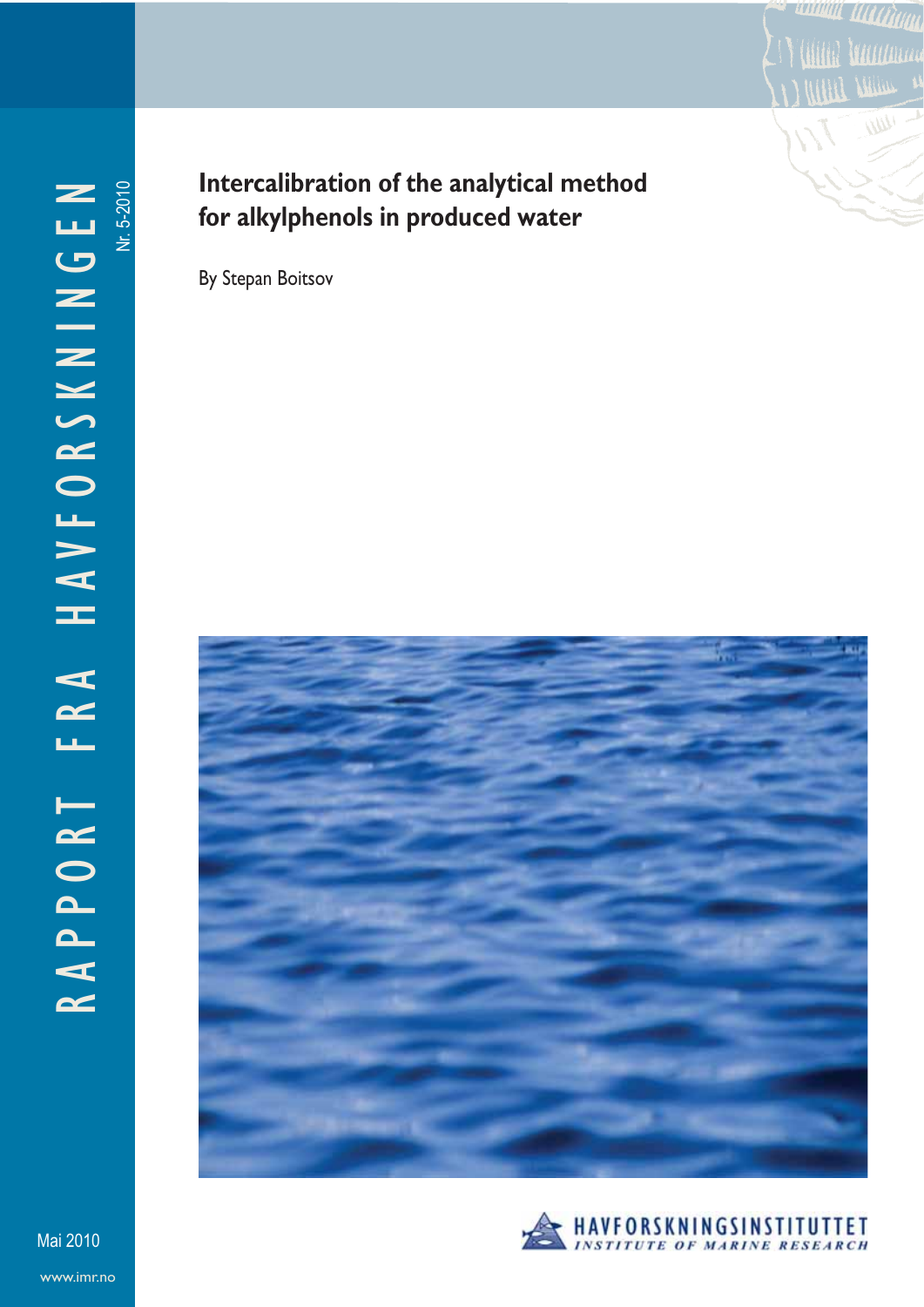RAPPORT FRA HAVFORSKNINGEN

Nr. 5-2010

# Intercalibration of the analytical method for alkylphenols in produced water

By Stepan Boitsov

Mai 2010

www.imr.no

HAVFORSKNINGSINSTITUTTET
INSTITUTE OF MARINE RESEARCH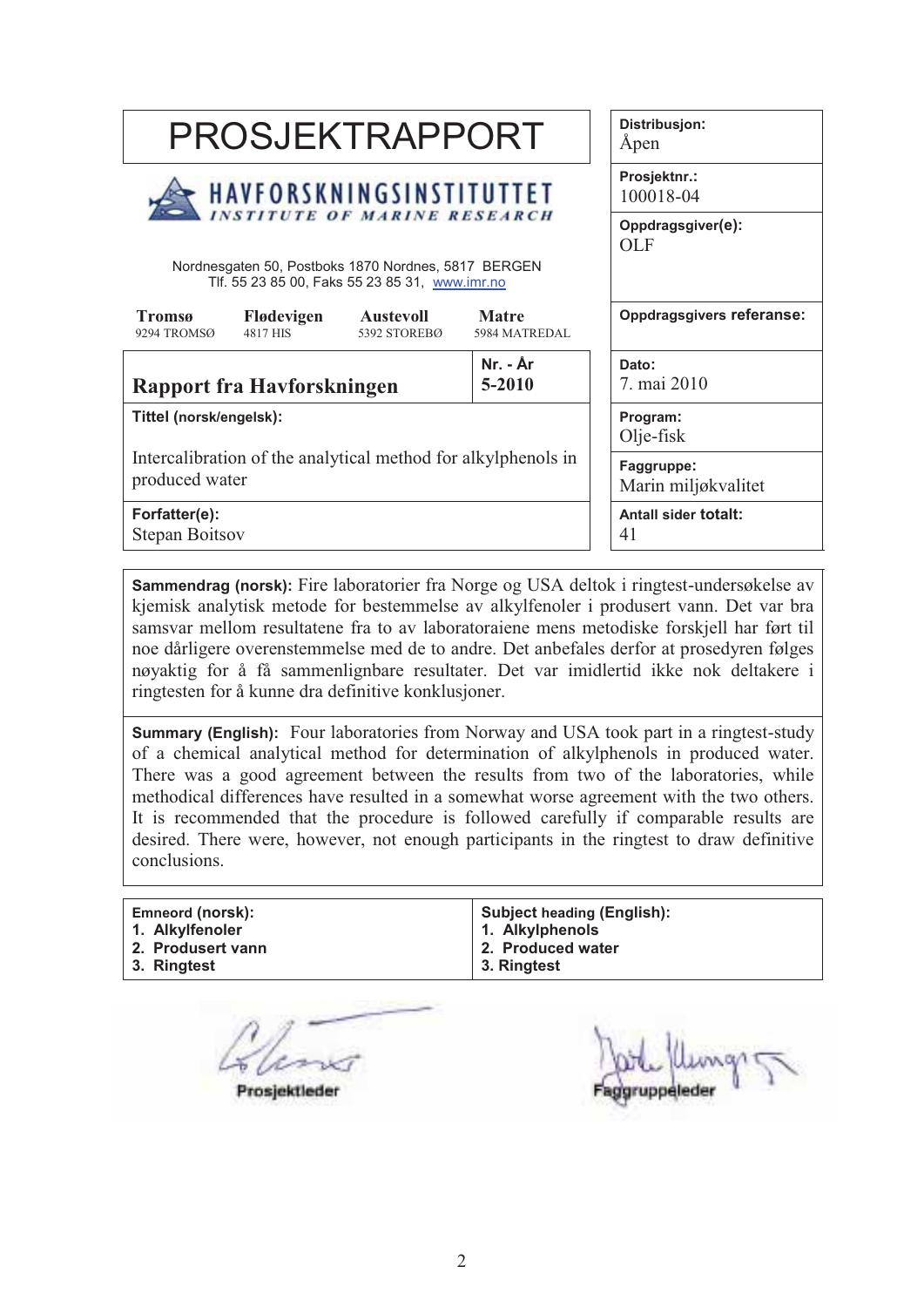# PROSJEKTRAPPORT

**HAVFORSKNINGSINSTITUTTET**
*INSTITUTE OF MARINE RESEARCH*

Nordnesgaten 50, Postboks 1870 Nordnes, 5817 BERGEN
Tlf. 55 23 85 00, Faks 55 23 85 31, www.imr.no

| **Tromsø** | **Flødevigen** | **Austevoll** | **Matre** |
|---|---|---|---|
| 9294 TROMSØ | 4817 HIS | 5392 STOREBØ | 5984 MATREDAL |

| | |
|---|---|
| **Distribusjon:** | Åpen |
| **Prosjektnr.:** | 100018-04 |
| **Oppdragsgiver(e):** | OLF |
| **Oppdragsgivers referanse:** | |
| **Dato:** | 7. mai 2010 |
| **Program:** | Olje-fisk |
| **Faggruppe:** | Marin miljøkvalitet |
| **Antall sider totalt:** | 41 |

**Rapport fra Havforskningen** — **Nr. - År:** 5-2010

**Tittel (norsk/engelsk):**

Intercalibration of the analytical method for alkylphenols in produced water

**Forfatter(e):**
Stepan Boitsov

**Sammendrag (norsk):** Fire laboratorier fra Norge og USA deltok i ringtest-undersøkelse av kjemisk analytisk metode for bestemmelse av alkylfenoler i produsert vann. Det var bra samsvar mellom resultatene fra to av laboratoraiene mens metodiske forskjell har ført til noe dårligere overenstemmelse med de to andre. Det anbefales derfor at prosedyren følges nøyaktig for å få sammenlignbare resultater. Det var imidlertid ikke nok deltakere i ringtesten for å kunne dra definitive konklusjoner.

**Summary (English):** Four laboratories from Norway and USA took part in a ringtest-study of a chemical analytical method for determination of alkylphenols in produced water. There was a good agreement between the results from two of the laboratories, while methodical differences have resulted in a somewhat worse agreement with the two others. It is recommended that the procedure is followed carefully if comparable results are desired. There were, however, not enough participants in the ringtest to draw definitive conclusions.

| Emneord (norsk): | Subject heading (English): |
|---|---|
| 1. Alkylfenoler | 1. Alkylphenols |
| 2. Produsert vann | 2. Produced water |
| 3. Ringtest | 3. Ringtest |

Prosjektleder

Faggruppeleder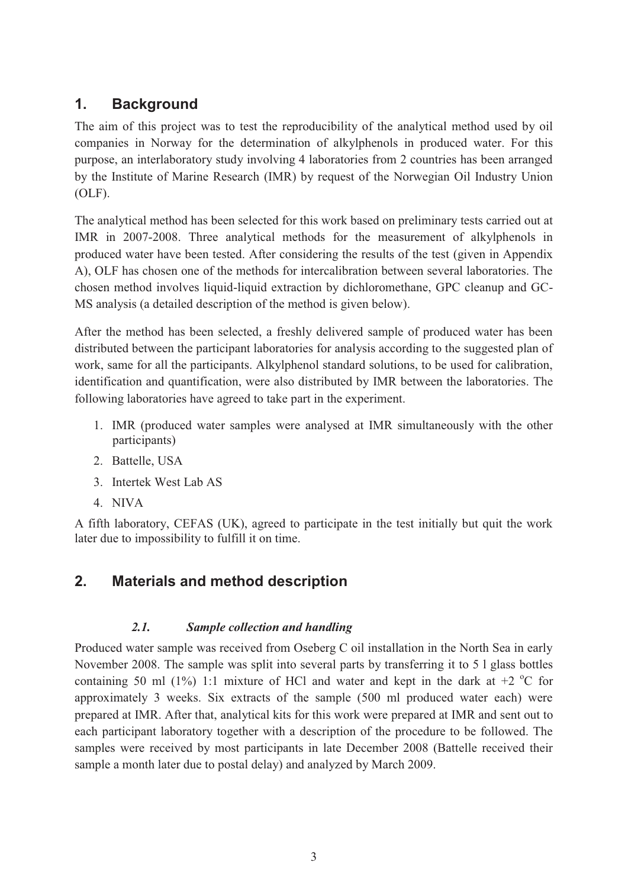# 1. Background

The aim of this project was to test the reproducibility of the analytical method used by oil companies in Norway for the determination of alkylphenols in produced water. For this purpose, an interlaboratory study involving 4 laboratories from 2 countries has been arranged by the Institute of Marine Research (IMR) by request of the Norwegian Oil Industry Union (OLF).

The analytical method has been selected for this work based on preliminary tests carried out at IMR in 2007-2008. Three analytical methods for the measurement of alkylphenols in produced water have been tested. After considering the results of the test (given in Appendix A), OLF has chosen one of the methods for intercalibration between several laboratories. The chosen method involves liquid-liquid extraction by dichloromethane, GPC cleanup and GC-MS analysis (a detailed description of the method is given below).

After the method has been selected, a freshly delivered sample of produced water has been distributed between the participant laboratories for analysis according to the suggested plan of work, same for all the participants. Alkylphenol standard solutions, to be used for calibration, identification and quantification, were also distributed by IMR between the laboratories. The following laboratories have agreed to take part in the experiment.

1. IMR (produced water samples were analysed at IMR simultaneously with the other participants)
2. Battelle, USA
3. Intertek West Lab AS
4. NIVA

A fifth laboratory, CEFAS (UK), agreed to participate in the test initially but quit the work later due to impossibility to fulfill it on time.

# 2. Materials and method description

## *2.1. Sample collection and handling*

Produced water sample was received from Oseberg C oil installation in the North Sea in early November 2008. The sample was split into several parts by transferring it to 5 l glass bottles containing 50 ml (1%) 1:1 mixture of HCl and water and kept in the dark at +2 °C for approximately 3 weeks. Six extracts of the sample (500 ml produced water each) were prepared at IMR. After that, analytical kits for this work were prepared at IMR and sent out to each participant laboratory together with a description of the procedure to be followed. The samples were received by most participants in late December 2008 (Battelle received their sample a month later due to postal delay) and analyzed by March 2009.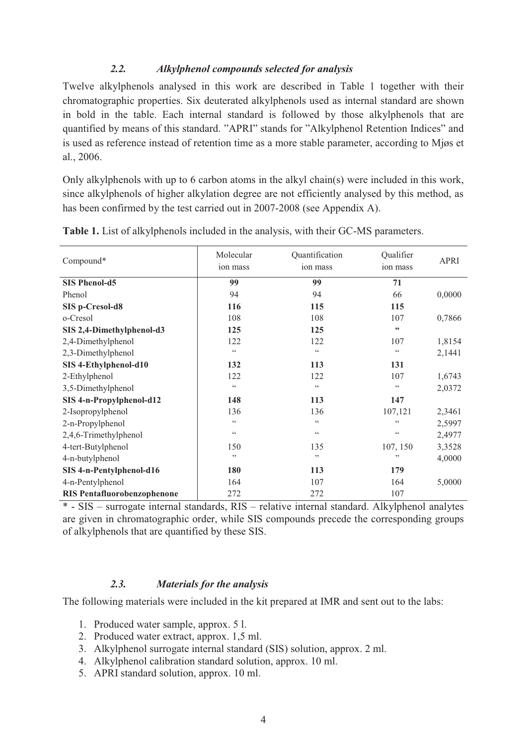### *2.2. Alkylphenol compounds selected for analysis*

Twelve alkylphenols analysed in this work are described in Table 1 together with their chromatographic properties. Six deuterated alkylphenols used as internal standard are shown in bold in the table. Each internal standard is followed by those alkylphenols that are quantified by means of this standard. "APRI" stands for "Alkylphenol Retention Indices" and is used as reference instead of retention time as a more stable parameter, according to Mjøs et al., 2006.

Only alkylphenols with up to 6 carbon atoms in the alkyl chain(s) were included in this work, since alkylphenols of higher alkylation degree are not efficiently analysed by this method, as has been confirmed by the test carried out in 2007-2008 (see Appendix A).

**Table 1.** List of alkylphenols included in the analysis, with their GC-MS parameters.

| Compound* | Molecular ion mass | Quantification ion mass | Qualifier ion mass | APRI |
|---|---|---|---|---|
| **SIS Phenol-d5** | **99** | **99** | **71** | |
| Phenol | 94 | 94 | 66 | 0,0000 |
| **SIS p-Cresol-d8** | **116** | **115** | **115** | |
| o-Cresol | 108 | 108 | 107 | 0,7866 |
| **SIS 2,4-Dimethylphenol-d3** | **125** | **125** | **"** | |
| 2,4-Dimethylphenol | 122 | 122 | 107 | 1,8154 |
| 2,3-Dimethylphenol | " | " | " | 2,1441 |
| **SIS 4-Ethylphenol-d10** | **132** | **113** | **131** | |
| 2-Ethylphenol | 122 | 122 | 107 | 1,6743 |
| 3,5-Dimethylphenol | " | " | " | 2,0372 |
| **SIS 4-n-Propylphenol-d12** | **148** | **113** | **147** | |
| 2-Isopropylphenol | 136 | 136 | 107,121 | 2,3461 |
| 2-n-Propylphenol | " | " | " | 2,5997 |
| 2,4,6-Trimethylphenol | " | " | " | 2,4977 |
| 4-tert-Butylphenol | 150 | 135 | 107, 150 | 3,3528 |
| 4-n-butylphenol | " | " | " | 4,0000 |
| **SIS 4-n-Pentylphenol-d16** | **180** | **113** | **179** | |
| 4-n-Pentylphenol | 164 | 107 | 164 | 5,0000 |
| **RIS Pentafluorobenzophenone** | 272 | 272 | 107 | |

\* - SIS – surrogate internal standards, RIS – relative internal standard. Alkylphenol analytes are given in chromatographic order, while SIS compounds precede the corresponding groups of alkylphenols that are quantified by these SIS.

### *2.3. Materials for the analysis*

The following materials were included in the kit prepared at IMR and sent out to the labs:

1. Produced water sample, approx. 5 l.
2. Produced water extract, approx. 1,5 ml.
3. Alkylphenol surrogate internal standard (SIS) solution, approx. 2 ml.
4. Alkylphenol calibration standard solution, approx. 10 ml.
5. APRI standard solution, approx. 10 ml.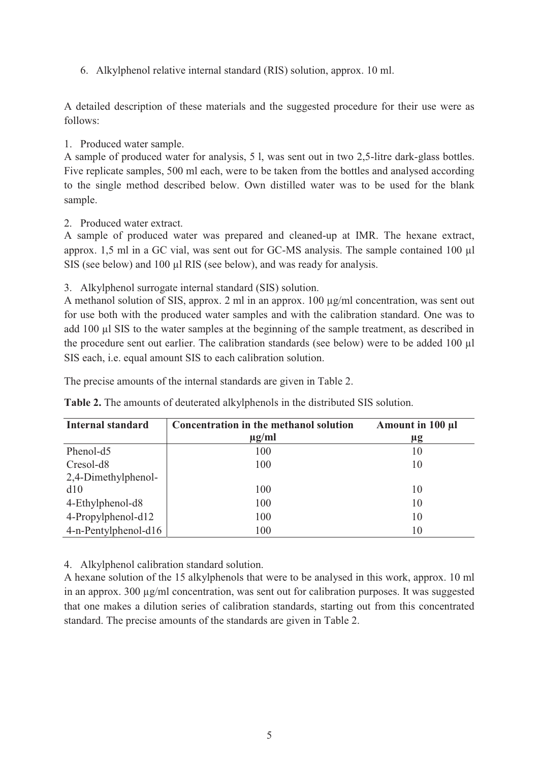6. Alkylphenol relative internal standard (RIS) solution, approx. 10 ml.

A detailed description of these materials and the suggested procedure for their use were as follows:

1. Produced water sample.

A sample of produced water for analysis, 5 l, was sent out in two 2,5-litre dark-glass bottles. Five replicate samples, 500 ml each, were to be taken from the bottles and analysed according to the single method described below. Own distilled water was to be used for the blank sample.

2. Produced water extract.

A sample of produced water was prepared and cleaned-up at IMR. The hexane extract, approx. 1,5 ml in a GC vial, was sent out for GC-MS analysis. The sample contained 100 µl SIS (see below) and 100 µl RIS (see below), and was ready for analysis.

3. Alkylphenol surrogate internal standard (SIS) solution.

A methanol solution of SIS, approx. 2 ml in an approx. 100 µg/ml concentration, was sent out for use both with the produced water samples and with the calibration standard. One was to add 100 µl SIS to the water samples at the beginning of the sample treatment, as described in the procedure sent out earlier. The calibration standards (see below) were to be added 100 µl SIS each, i.e. equal amount SIS to each calibration solution.

The precise amounts of the internal standards are given in Table 2.

**Table 2.** The amounts of deuterated alkylphenols in the distributed SIS solution.

| Internal standard | Concentration in the methanol solution µg/ml | Amount in 100 µl µg |
|---|---|---|
| Phenol-d5 | 100 | 10 |
| Cresol-d8 | 100 | 10 |
| 2,4-Dimethylphenol-d10 | 100 | 10 |
| 4-Ethylphenol-d8 | 100 | 10 |
| 4-Propylphenol-d12 | 100 | 10 |
| 4-n-Pentylphenol-d16 | 100 | 10 |

4. Alkylphenol calibration standard solution.

A hexane solution of the 15 alkylphenols that were to be analysed in this work, approx. 10 ml in an approx. 300 µg/ml concentration, was sent out for calibration purposes. It was suggested that one makes a dilution series of calibration standards, starting out from this concentrated standard. The precise amounts of the standards are given in Table 2.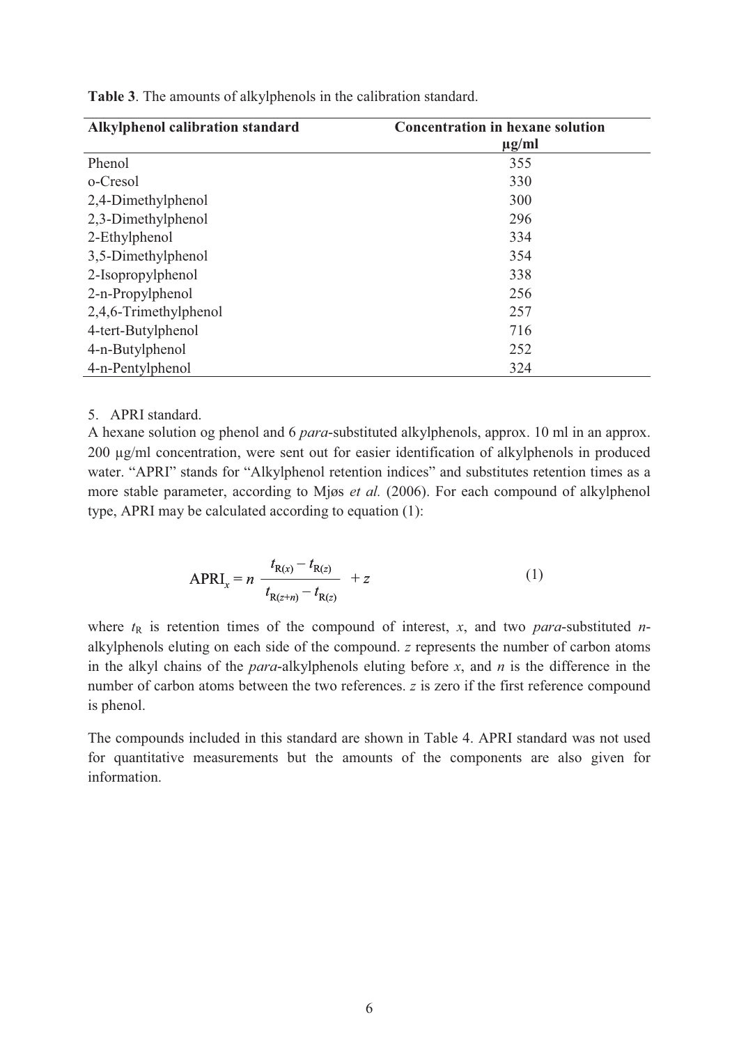**Table 3**. The amounts of alkylphenols in the calibration standard.

| Alkylphenol calibration standard | Concentration in hexane solution µg/ml |
|---|---|
| Phenol | 355 |
| o-Cresol | 330 |
| 2,4-Dimethylphenol | 300 |
| 2,3-Dimethylphenol | 296 |
| 2-Ethylphenol | 334 |
| 3,5-Dimethylphenol | 354 |
| 2-Isopropylphenol | 338 |
| 2-n-Propylphenol | 256 |
| 2,4,6-Trimethylphenol | 257 |
| 4-tert-Butylphenol | 716 |
| 4-n-Butylphenol | 252 |
| 4-n-Pentylphenol | 324 |

5. APRI standard.

A hexane solution og phenol and 6 *para*-substituted alkylphenols, approx. 10 ml in an approx. 200 µg/ml concentration, were sent out for easier identification of alkylphenols in produced water. "APRI" stands for "Alkylphenol retention indices" and substitutes retention times as a more stable parameter, according to Mjøs *et al.* (2006). For each compound of alkylphenol type, APRI may be calculated according to equation (1):

$$\mathrm{APRI}_x = n\ \frac{t_{\mathrm{R}(x)} - t_{\mathrm{R}(z)}}{t_{\mathrm{R}(z+n)} - t_{\mathrm{R}(z)}} + z \qquad (1)$$

where $t_{\mathrm{R}}$ is retention times of the compound of interest, $x$, and two *para*-substituted *n*-alkylphenols eluting on each side of the compound. $z$ represents the number of carbon atoms in the alkyl chains of the *para*-alkylphenols eluting before $x$, and $n$ is the difference in the number of carbon atoms between the two references. $z$ is zero if the first reference compound is phenol.

The compounds included in this standard are shown in Table 4. APRI standard was not used for quantitative measurements but the amounts of the components are also given for information.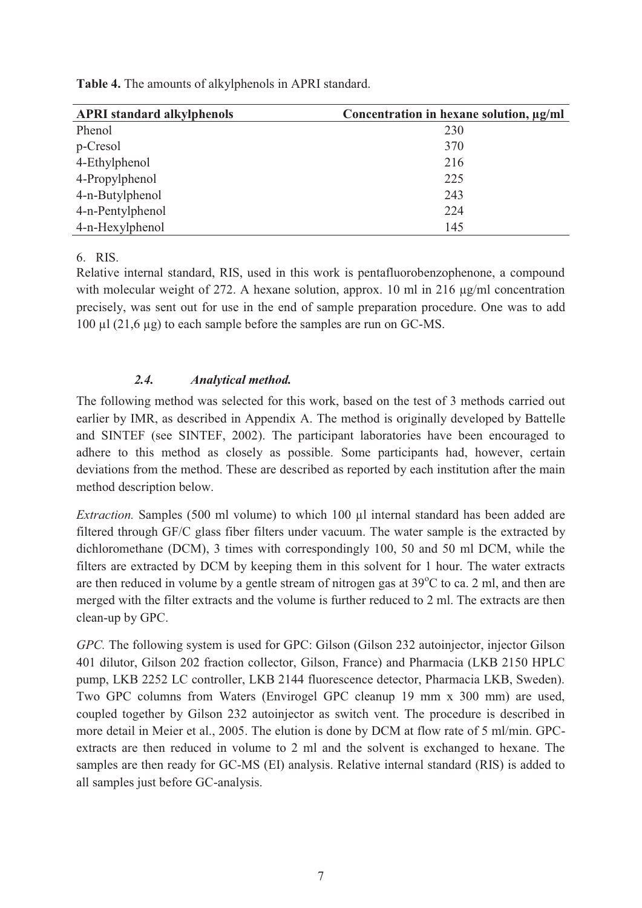**Table 4.** The amounts of alkylphenols in APRI standard.

| APRI standard alkylphenols | Concentration in hexane solution, µg/ml |
|---|---|
| Phenol | 230 |
| p-Cresol | 370 |
| 4-Ethylphenol | 216 |
| 4-Propylphenol | 225 |
| 4-n-Butylphenol | 243 |
| 4-n-Pentylphenol | 224 |
| 4-n-Hexylphenol | 145 |

6. RIS.

Relative internal standard, RIS, used in this work is pentafluorobenzophenone, a compound with molecular weight of 272. A hexane solution, approx. 10 ml in 216 µg/ml concentration precisely, was sent out for use in the end of sample preparation procedure. One was to add 100 µl (21,6 µg) to each sample before the samples are run on GC-MS.

### *2.4. Analytical method.*

The following method was selected for this work, based on the test of 3 methods carried out earlier by IMR, as described in Appendix A. The method is originally developed by Battelle and SINTEF (see SINTEF, 2002). The participant laboratories have been encouraged to adhere to this method as closely as possible. Some participants had, however, certain deviations from the method. These are described as reported by each institution after the main method description below.

*Extraction.* Samples (500 ml volume) to which 100 µl internal standard has been added are filtered through GF/C glass fiber filters under vacuum. The water sample is the extracted by dichloromethane (DCM), 3 times with correspondingly 100, 50 and 50 ml DCM, while the filters are extracted by DCM by keeping them in this solvent for 1 hour. The water extracts are then reduced in volume by a gentle stream of nitrogen gas at 39°C to ca. 2 ml, and then are merged with the filter extracts and the volume is further reduced to 2 ml. The extracts are then clean-up by GPC.

*GPC.* The following system is used for GPC: Gilson (Gilson 232 autoinjector, injector Gilson 401 dilutor, Gilson 202 fraction collector, Gilson, France) and Pharmacia (LKB 2150 HPLC pump, LKB 2252 LC controller, LKB 2144 fluorescence detector, Pharmacia LKB, Sweden). Two GPC columns from Waters (Envirogel GPC cleanup 19 mm x 300 mm) are used, coupled together by Gilson 232 autoinjector as switch vent. The procedure is described in more detail in Meier et al., 2005. The elution is done by DCM at flow rate of 5 ml/min. GPC-extracts are then reduced in volume to 2 ml and the solvent is exchanged to hexane. The samples are then ready for GC-MS (EI) analysis. Relative internal standard (RIS) is added to all samples just before GC-analysis.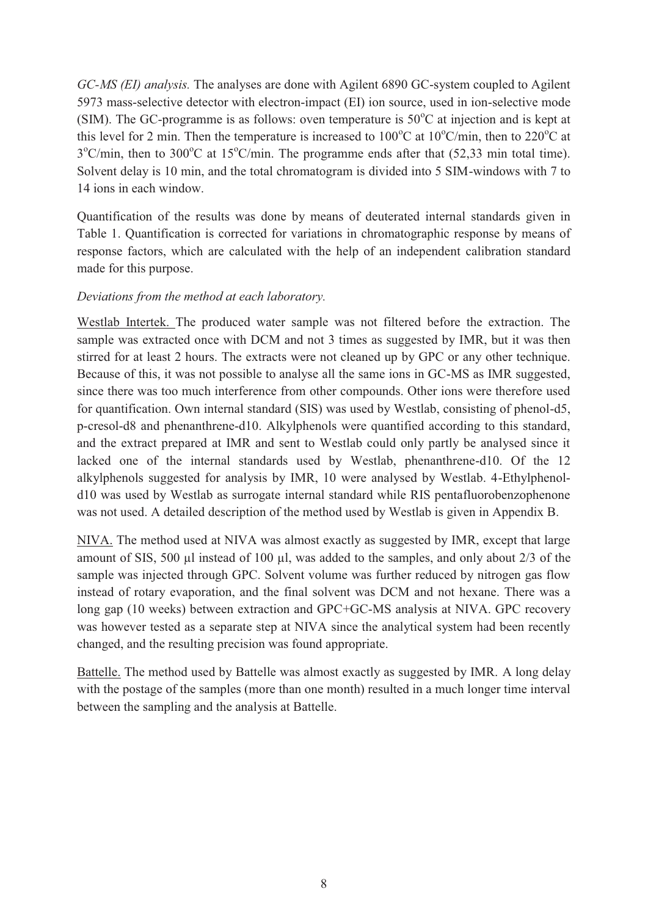*GC-MS (EI) analysis.* The analyses are done with Agilent 6890 GC-system coupled to Agilent 5973 mass-selective detector with electron-impact (EI) ion source, used in ion-selective mode (SIM). The GC-programme is as follows: oven temperature is 50°C at injection and is kept at this level for 2 min. Then the temperature is increased to 100°C at 10°C/min, then to 220°C at 3°C/min, then to 300°C at 15°C/min. The programme ends after that (52,33 min total time). Solvent delay is 10 min, and the total chromatogram is divided into 5 SIM-windows with 7 to 14 ions in each window.

Quantification of the results was done by means of deuterated internal standards given in Table 1. Quantification is corrected for variations in chromatographic response by means of response factors, which are calculated with the help of an independent calibration standard made for this purpose.

*Deviations from the method at each laboratory.*

Westlab Intertek. The produced water sample was not filtered before the extraction. The sample was extracted once with DCM and not 3 times as suggested by IMR, but it was then stirred for at least 2 hours. The extracts were not cleaned up by GPC or any other technique. Because of this, it was not possible to analyse all the same ions in GC-MS as IMR suggested, since there was too much interference from other compounds. Other ions were therefore used for quantification. Own internal standard (SIS) was used by Westlab, consisting of phenol-d5, p-cresol-d8 and phenanthrene-d10. Alkylphenols were quantified according to this standard, and the extract prepared at IMR and sent to Westlab could only partly be analysed since it lacked one of the internal standards used by Westlab, phenanthrene-d10. Of the 12 alkylphenols suggested for analysis by IMR, 10 were analysed by Westlab. 4-Ethylphenol-d10 was used by Westlab as surrogate internal standard while RIS pentafluorobenzophenone was not used. A detailed description of the method used by Westlab is given in Appendix B.

NIVA. The method used at NIVA was almost exactly as suggested by IMR, except that large amount of SIS, 500 µl instead of 100 µl, was added to the samples, and only about 2/3 of the sample was injected through GPC. Solvent volume was further reduced by nitrogen gas flow instead of rotary evaporation, and the final solvent was DCM and not hexane. There was a long gap (10 weeks) between extraction and GPC+GC-MS analysis at NIVA. GPC recovery was however tested as a separate step at NIVA since the analytical system had been recently changed, and the resulting precision was found appropriate.

Battelle. The method used by Battelle was almost exactly as suggested by IMR. A long delay with the postage of the samples (more than one month) resulted in a much longer time interval between the sampling and the analysis at Battelle.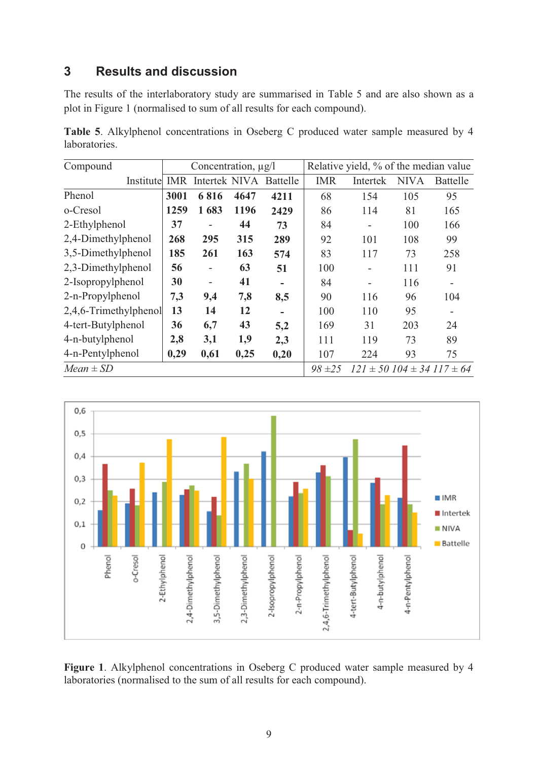## 3 Results and discussion

The results of the interlaboratory study are summarised in Table 5 and are also shown as a plot in Figure 1 (normalised to sum of all results for each compound).

**Table 5**. Alkylphenol concentrations in Oseberg C produced water sample measured by 4 laboratories.

| Compound | Concentration, µg/l | | | | Relative yield, % of the median value | | | |
|---|---|---|---|---|---|---|---|---|
| Institute | IMR | Intertek | NIVA | Battelle | IMR | Intertek | NIVA | Battelle |
| Phenol | **3001** | **6 816** | **4647** | **4211** | 68 | 154 | 105 | 95 |
| o-Cresol | **1259** | **1 683** | **1196** | **2429** | 86 | 114 | 81 | 165 |
| 2-Ethylphenol | **37** | - | **44** | **73** | 84 | - | 100 | 166 |
| 2,4-Dimethylphenol | **268** | **295** | **315** | **289** | 92 | 101 | 108 | 99 |
| 3,5-Dimethylphenol | **185** | **261** | **163** | **574** | 83 | 117 | 73 | 258 |
| 2,3-Dimethylphenol | **56** | - | **63** | **51** | 100 | - | 111 | 91 |
| 2-Isopropylphenol | **30** | - | **41** | - | 84 | - | 116 | - |
| 2-n-Propylphenol | **7,3** | **9,4** | **7,8** | **8,5** | 90 | 116 | 96 | 104 |
| 2,4,6-Trimethylphenol | **13** | **14** | **12** | - | 100 | 110 | 95 | - |
| 4-tert-Butylphenol | **36** | **6,7** | **43** | **5,2** | 169 | 31 | 203 | 24 |
| 4-n-butylphenol | **2,8** | **3,1** | **1,9** | **2,3** | 111 | 119 | 73 | 89 |
| 4-n-Pentylphenol | **0,29** | **0,61** | **0,25** | **0,20** | 107 | 224 | 93 | 75 |
| *Mean ± SD* | | | | | *98 ±25* | *121 ± 50* | *104 ± 34* | *117 ± 64* |

**Figure 1**. Alkylphenol concentrations in Oseberg C produced water sample measured by 4 laboratories (normalised to the sum of all results for each compound).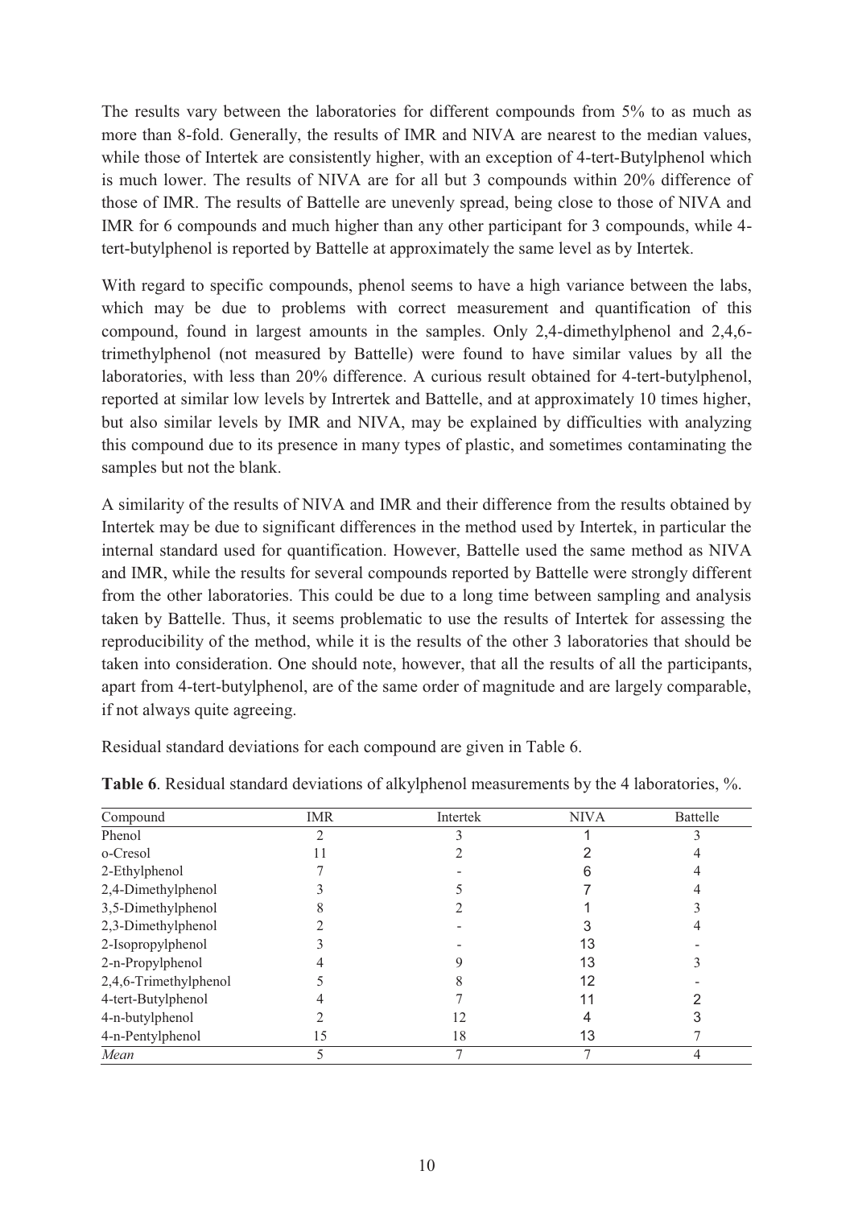The results vary between the laboratories for different compounds from 5% to as much as more than 8-fold. Generally, the results of IMR and NIVA are nearest to the median values, while those of Intertek are consistently higher, with an exception of 4-tert-Butylphenol which is much lower. The results of NIVA are for all but 3 compounds within 20% difference of those of IMR. The results of Battelle are unevenly spread, being close to those of NIVA and IMR for 6 compounds and much higher than any other participant for 3 compounds, while 4-tert-butylphenol is reported by Battelle at approximately the same level as by Intertek.

With regard to specific compounds, phenol seems to have a high variance between the labs, which may be due to problems with correct measurement and quantification of this compound, found in largest amounts in the samples. Only 2,4-dimethylphenol and 2,4,6-trimethylphenol (not measured by Battelle) were found to have similar values by all the laboratories, with less than 20% difference. A curious result obtained for 4-tert-butylphenol, reported at similar low levels by Intrertek and Battelle, and at approximately 10 times higher, but also similar levels by IMR and NIVA, may be explained by difficulties with analyzing this compound due to its presence in many types of plastic, and sometimes contaminating the samples but not the blank.

A similarity of the results of NIVA and IMR and their difference from the results obtained by Intertek may be due to significant differences in the method used by Intertek, in particular the internal standard used for quantification. However, Battelle used the same method as NIVA and IMR, while the results for several compounds reported by Battelle were strongly different from the other laboratories. This could be due to a long time between sampling and analysis taken by Battelle. Thus, it seems problematic to use the results of Intertek for assessing the reproducibility of the method, while it is the results of the other 3 laboratories that should be taken into consideration. One should note, however, that all the results of all the participants, apart from 4-tert-butylphenol, are of the same order of magnitude and are largely comparable, if not always quite agreeing.

Residual standard deviations for each compound are given in Table 6.

**Table 6**. Residual standard deviations of alkylphenol measurements by the 4 laboratories, %.

| Compound | IMR | Intertek | NIVA | Battelle |
|---|---|---|---|---|
| Phenol | 2 | 3 | 1 | 3 |
| o-Cresol | 11 | 2 | 2 | 4 |
| 2-Ethylphenol | 7 | - | 6 | 4 |
| 2,4-Dimethylphenol | 3 | 5 | 7 | 4 |
| 3,5-Dimethylphenol | 8 | 2 | 1 | 3 |
| 2,3-Dimethylphenol | 2 | - | 3 | 4 |
| 2-Isopropylphenol | 3 | - | 13 | - |
| 2-n-Propylphenol | 4 | 9 | 13 | 3 |
| 2,4,6-Trimethylphenol | 5 | 8 | 12 | - |
| 4-tert-Butylphenol | 4 | 7 | 11 | 2 |
| 4-n-butylphenol | 2 | 12 | 4 | 3 |
| 4-n-Pentylphenol | 15 | 18 | 13 | 7 |
| *Mean* | 5 | 7 | 7 | 4 |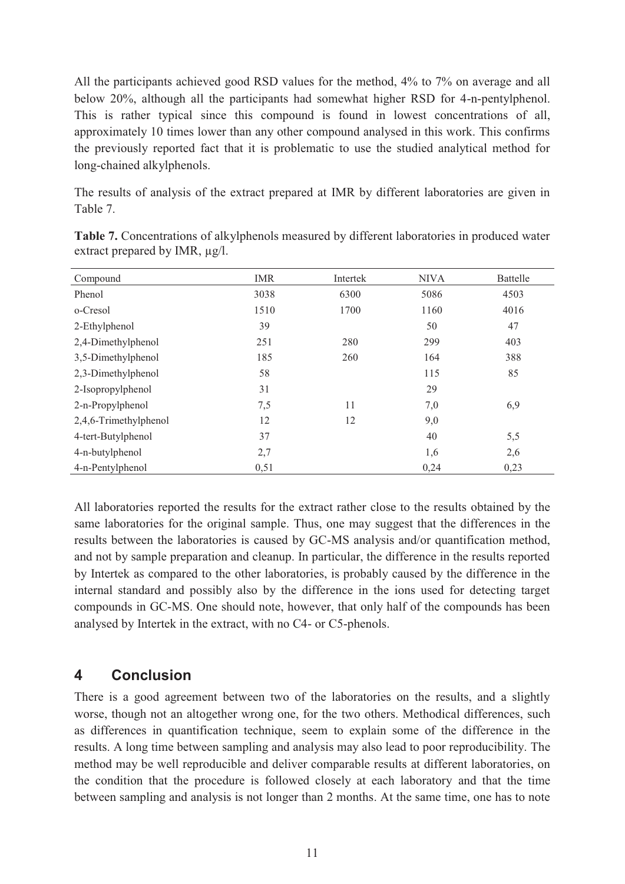All the participants achieved good RSD values for the method, 4% to 7% on average and all below 20%, although all the participants had somewhat higher RSD for 4-n-pentylphenol. This is rather typical since this compound is found in lowest concentrations of all, approximately 10 times lower than any other compound analysed in this work. This confirms the previously reported fact that it is problematic to use the studied analytical method for long-chained alkylphenols.

The results of analysis of the extract prepared at IMR by different laboratories are given in Table 7.

**Table 7.** Concentrations of alkylphenols measured by different laboratories in produced water extract prepared by IMR, µg/l.

| Compound | IMR | Intertek | NIVA | Battelle |
|---|---|---|---|---|
| Phenol | 3038 | 6300 | 5086 | 4503 |
| o-Cresol | 1510 | 1700 | 1160 | 4016 |
| 2-Ethylphenol | 39 | | 50 | 47 |
| 2,4-Dimethylphenol | 251 | 280 | 299 | 403 |
| 3,5-Dimethylphenol | 185 | 260 | 164 | 388 |
| 2,3-Dimethylphenol | 58 | | 115 | 85 |
| 2-Isopropylphenol | 31 | | 29 | |
| 2-n-Propylphenol | 7,5 | 11 | 7,0 | 6,9 |
| 2,4,6-Trimethylphenol | 12 | 12 | 9,0 | |
| 4-tert-Butylphenol | 37 | | 40 | 5,5 |
| 4-n-butylphenol | 2,7 | | 1,6 | 2,6 |
| 4-n-Pentylphenol | 0,51 | | 0,24 | 0,23 |

All laboratories reported the results for the extract rather close to the results obtained by the same laboratories for the original sample. Thus, one may suggest that the differences in the results between the laboratories is caused by GC-MS analysis and/or quantification method, and not by sample preparation and cleanup. In particular, the difference in the results reported by Intertek as compared to the other laboratories, is probably caused by the difference in the internal standard and possibly also by the difference in the ions used for detecting target compounds in GC-MS. One should note, however, that only half of the compounds has been analysed by Intertek in the extract, with no C4- or C5-phenols.

## 4 Conclusion

There is a good agreement between two of the laboratories on the results, and a slightly worse, though not an altogether wrong one, for the two others. Methodical differences, such as differences in quantification technique, seem to explain some of the difference in the results. A long time between sampling and analysis may also lead to poor reproducibility. The method may be well reproducible and deliver comparable results at different laboratories, on the condition that the procedure is followed closely at each laboratory and that the time between sampling and analysis is not longer than 2 months. At the same time, one has to note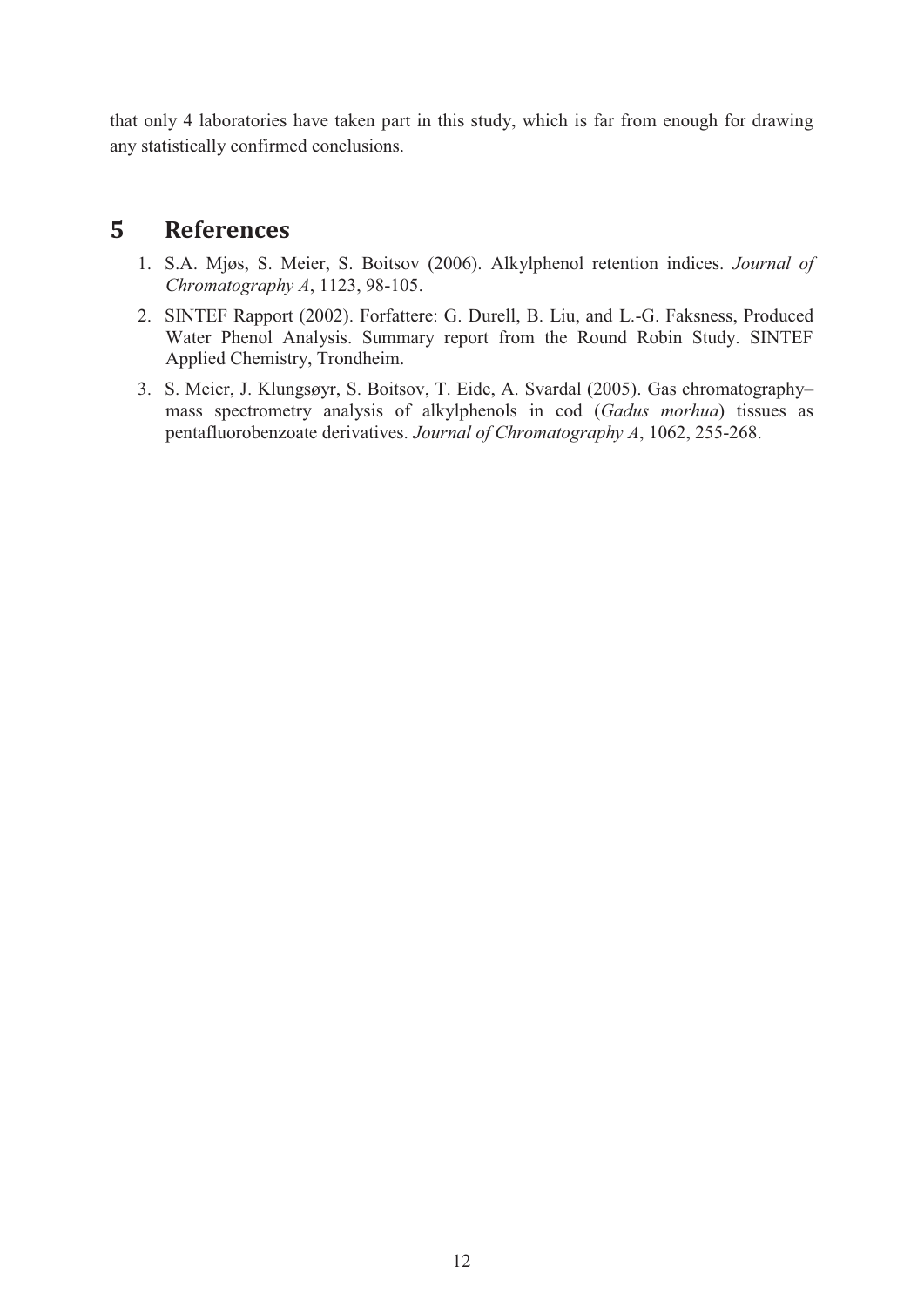that only 4 laboratories have taken part in this study, which is far from enough for drawing any statistically confirmed conclusions.

# 5 References

1. S.A. Mjøs, S. Meier, S. Boitsov (2006). Alkylphenol retention indices. *Journal of Chromatography A*, 1123, 98-105.
2. SINTEF Rapport (2002). Forfattere: G. Durell, B. Liu, and L.-G. Faksness, Produced Water Phenol Analysis. Summary report from the Round Robin Study. SINTEF Applied Chemistry, Trondheim.
3. S. Meier, J. Klungsøyr, S. Boitsov, T. Eide, A. Svardal (2005). Gas chromatography–mass spectrometry analysis of alkylphenols in cod (*Gadus morhua*) tissues as pentafluorobenzoate derivatives. *Journal of Chromatography A*, 1062, 255-268.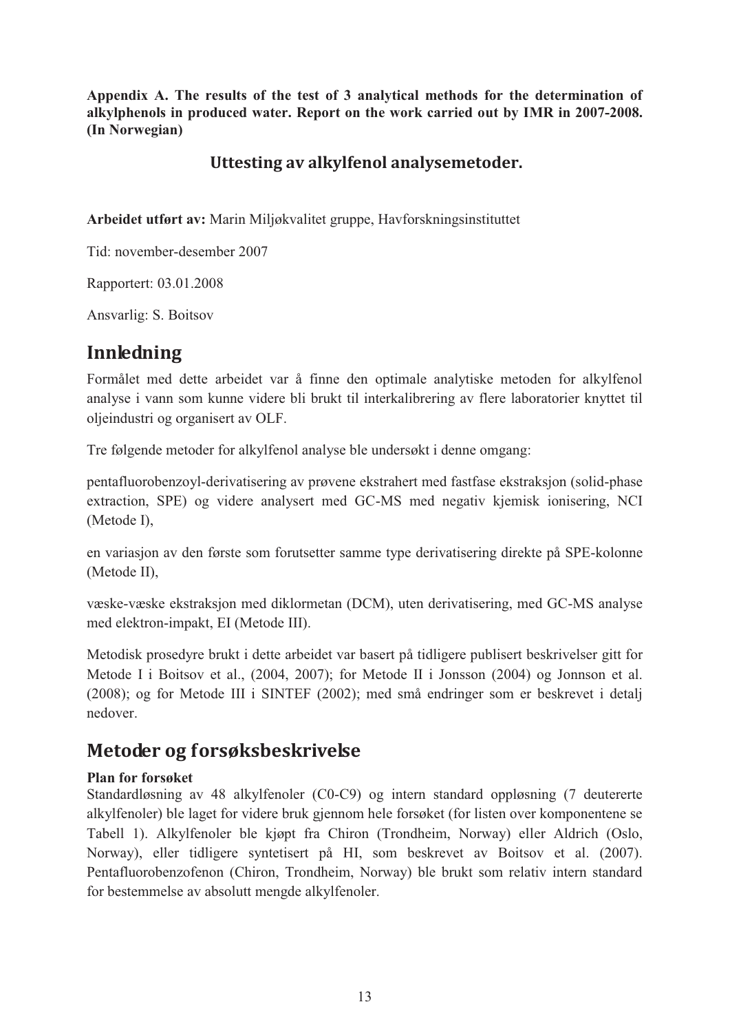**Appendix A. The results of the test of 3 analytical methods for the determination of alkylphenols in produced water. Report on the work carried out by IMR in 2007-2008. (In Norwegian)**

## Uttesting av alkylfenol analysemetoder.

**Arbeidet utført av:** Marin Miljøkvalitet gruppe, Havforskningsinstituttet

Tid: november-desember 2007

Rapportert: 03.01.2008

Ansvarlig: S. Boitsov

# Innledning

Formålet med dette arbeidet var å finne den optimale analytiske metoden for alkylfenol analyse i vann som kunne videre bli brukt til interkalibrering av flere laboratorier knyttet til oljeindustri og organisert av OLF.

Tre følgende metoder for alkylfenol analyse ble undersøkt i denne omgang:

pentafluorobenzoyl-derivatisering av prøvene ekstrahert med fastfase ekstraksjon (solid-phase extraction, SPE) og videre analysert med GC-MS med negativ kjemisk ionisering, NCI (Metode I),

en variasjon av den første som forutsetter samme type derivatisering direkte på SPE-kolonne (Metode II),

væske-væske ekstraksjon med diklormetan (DCM), uten derivatisering, med GC-MS analyse med elektron-impakt, EI (Metode III).

Metodisk prosedyre brukt i dette arbeidet var basert på tidligere publisert beskrivelser gitt for Metode I i Boitsov et al., (2004, 2007); for Metode II i Jonsson (2004) og Jonnson et al. (2008); og for Metode III i SINTEF (2002); med små endringer som er beskrevet i detalj nedover.

# Metoder og forsøksbeskrivelse

**Plan for forsøket**

Standardløsning av 48 alkylfenoler (C0-C9) og intern standard oppløsning (7 deutererte alkylfenoler) ble laget for videre bruk gjennom hele forsøket (for listen over komponentene se Tabell 1). Alkylfenoler ble kjøpt fra Chiron (Trondheim, Norway) eller Aldrich (Oslo, Norway), eller tidligere syntetisert på HI, som beskrevet av Boitsov et al. (2007). Pentafluorobenzofenon (Chiron, Trondheim, Norway) ble brukt som relativ intern standard for bestemmelse av absolutt mengde alkylfenoler.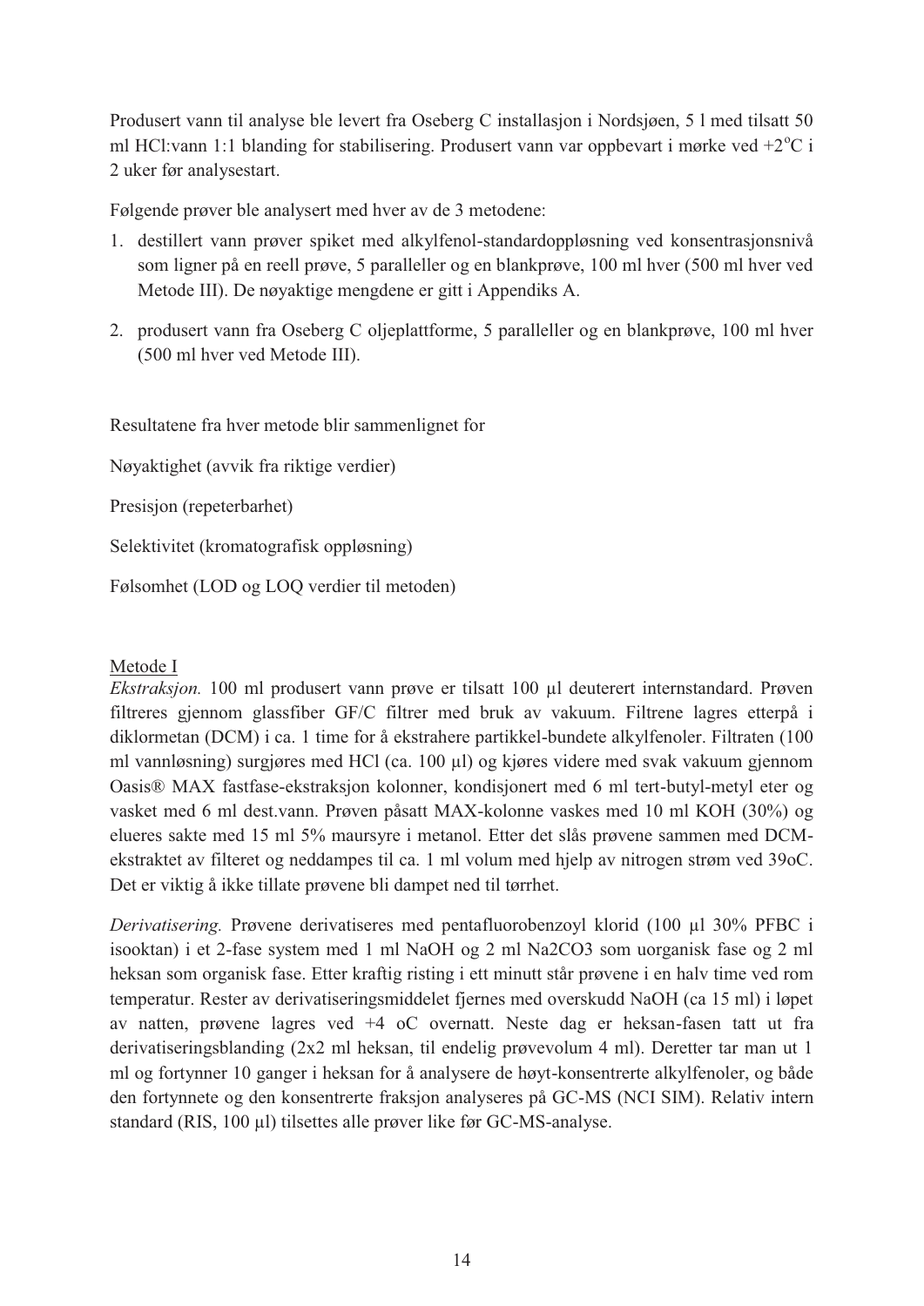Produsert vann til analyse ble levert fra Oseberg C installasjon i Nordsjøen, 5 l med tilsatt 50 ml HCl:vann 1:1 blanding for stabilisering. Produsert vann var oppbevart i mørke ved +2$^{o}$C i 2 uker før analysestart.

Følgende prøver ble analysert med hver av de 3 metodene:

1. destillert vann prøver spiket med alkylfenol-standardoppløsning ved konsentrasjonsnivå som ligner på en reell prøve, 5 paralleller og en blankprøve, 100 ml hver (500 ml hver ved Metode III). De nøyaktige mengdene er gitt i Appendiks A.
2. produsert vann fra Oseberg C oljeplattforme, 5 paralleller og en blankprøve, 100 ml hver (500 ml hver ved Metode III).

Resultatene fra hver metode blir sammenlignet for

Nøyaktighet (avvik fra riktige verdier)

Presisjon (repeterbarhet)

Selektivitet (kromatografisk oppløsning)

Følsomhet (LOD og LOQ verdier til metoden)

Metode I

*Ekstraksjon.* 100 ml produsert vann prøve er tilsatt 100 µl deuterert internstandard. Prøven filtreres gjennom glassfiber GF/C filtrer med bruk av vakuum. Filtrene lagres etterpå i diklormetan (DCM) i ca. 1 time for å ekstrahere partikkel-bundete alkylfenoler. Filtraten (100 ml vannløsning) surgjøres med HCl (ca. 100 µl) og kjøres videre med svak vakuum gjennom Oasis® MAX fastfase-ekstraksjon kolonner, kondisjonert med 6 ml tert-butyl-metyl eter og vasket med 6 ml dest.vann. Prøven påsatt MAX-kolonne vaskes med 10 ml KOH (30%) og elueres sakte med 15 ml 5% maursyre i metanol. Etter det slås prøvene sammen med DCM-ekstraktet av filteret og neddampes til ca. 1 ml volum med hjelp av nitrogen strøm ved 39oC. Det er viktig å ikke tillate prøvene bli dampet ned til tørrhet.

*Derivatisering.* Prøvene derivatiseres med pentafluorobenzoyl klorid (100 µl 30% PFBC i isooktan) i et 2-fase system med 1 ml NaOH og 2 ml $Na_2CO_3$ som uorganisk fase og 2 ml heksan som organisk fase. Etter kraftig risting i ett minutt står prøvene i en halv time ved rom temperatur. Rester av derivatiseringsmiddelet fjernes med overskudd NaOH (ca 15 ml) i løpet av natten, prøvene lagres ved +4 oC overnatt. Neste dag er heksan-fasen tatt ut fra derivatiseringsblanding (2x2 ml heksan, til endelig prøvevolum 4 ml). Deretter tar man ut 1 ml og fortynner 10 ganger i heksan for å analysere de høyt-konsentrerte alkylfenoler, og både den fortynnete og den konsentrerte fraksjon analyseres på GC-MS (NCI SIM). Relativ intern standard (RIS, 100 µl) tilsettes alle prøver like før GC-MS-analyse.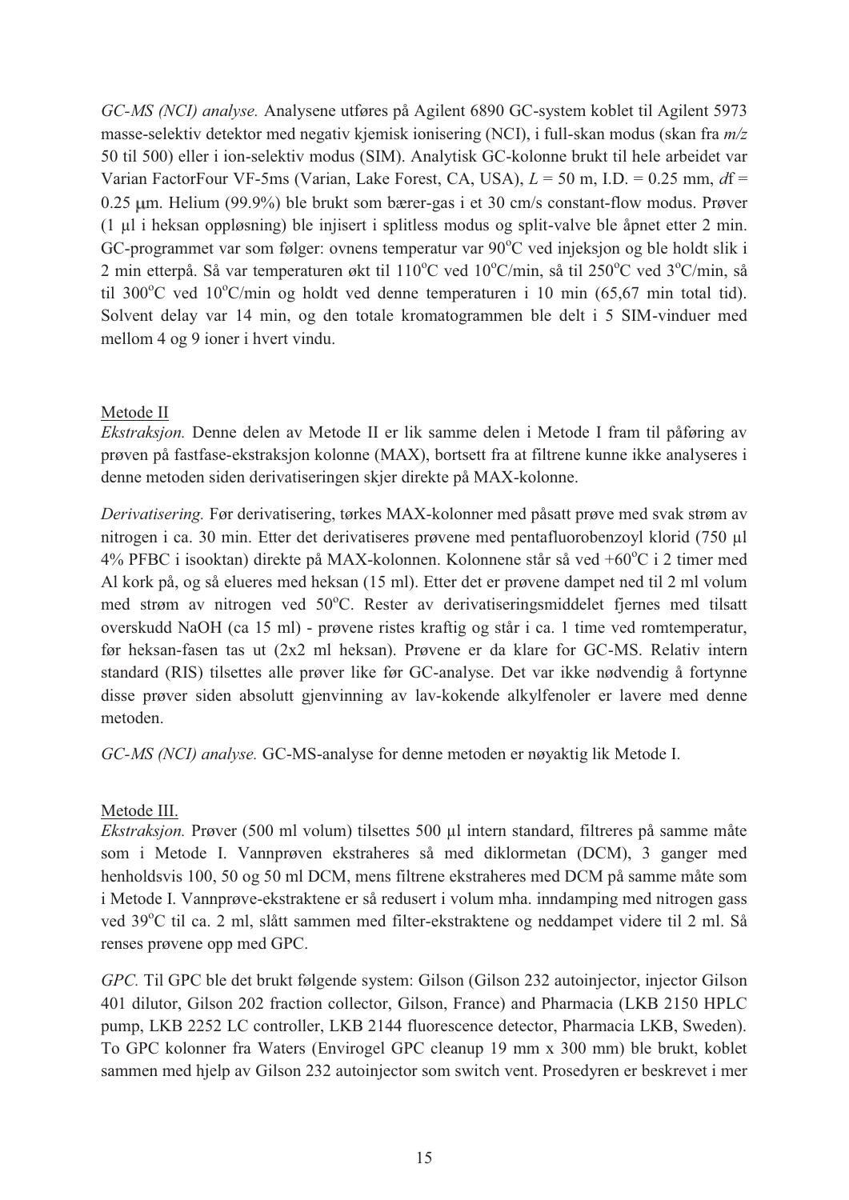*GC-MS (NCI) analyse.* Analysene utføres på Agilent 6890 GC-system koblet til Agilent 5973 masse-selektiv detektor med negativ kjemisk ionisering (NCI), i full-skan modus (skan fra *m/z* 50 til 500) eller i ion-selektiv modus (SIM). Analytisk GC-kolonne brukt til hele arbeidet var Varian FactorFour VF-5ms (Varian, Lake Forest, CA, USA), $L$ = 50 m, I.D. = 0.25 mm, $df$ = 0.25 μm. Helium (99.9%) ble brukt som bærer-gas i et 30 cm/s constant-flow modus. Prøver (1 μl i heksan oppløsning) ble injisert i splitless modus og split-valve ble åpnet etter 2 min. GC-programmet var som følger: ovnens temperatur var 90°C ved injeksjon og ble holdt slik i 2 min etterpå. Så var temperaturen økt til 110°C ved 10°C/min, så til 250°C ved 3°C/min, så til 300°C ved 10°C/min og holdt ved denne temperaturen i 10 min (65,67 min total tid). Solvent delay var 14 min, og den totale kromatogrammen ble delt i 5 SIM-vinduer med mellom 4 og 9 ioner i hvert vindu.

Metode II

*Ekstraksjon.* Denne delen av Metode II er lik samme delen i Metode I fram til påføring av prøven på fastfase-ekstraksjon kolonne (MAX), bortsett fra at filtrene kunne ikke analyseres i denne metoden siden derivatiseringen skjer direkte på MAX-kolonne.

*Derivatisering.* Før derivatisering, tørkes MAX-kolonner med påsatt prøve med svak strøm av nitrogen i ca. 30 min. Etter det derivatiseres prøvene med pentafluorobenzoyl klorid (750 μl 4% PFBC i isooktan) direkte på MAX-kolonnen. Kolonnene står så ved +60°C i 2 timer med Al kork på, og så elueres med heksan (15 ml). Etter det er prøvene dampet ned til 2 ml volum med strøm av nitrogen ved 50°C. Rester av derivatiseringsmiddelet fjernes med tilsatt overskudd NaOH (ca 15 ml) - prøvene ristes kraftig og står i ca. 1 time ved romtemperatur, før heksan-fasen tas ut (2x2 ml heksan). Prøvene er da klare for GC-MS. Relativ intern standard (RIS) tilsettes alle prøver like før GC-analyse. Det var ikke nødvendig å fortynne disse prøver siden absolutt gjenvinning av lav-kokende alkylfenoler er lavere med denne metoden.

*GC-MS (NCI) analyse.* GC-MS-analyse for denne metoden er nøyaktig lik Metode I.

Metode III.

*Ekstraksjon.* Prøver (500 ml volum) tilsettes 500 μl intern standard, filtreres på samme måte som i Metode I. Vannprøven ekstraheres så med diklormetan (DCM), 3 ganger med henholdsvis 100, 50 og 50 ml DCM, mens filtrene ekstraheres med DCM på samme måte som i Metode I. Vannprøve-ekstraktene er så redusert i volum mha. inndamping med nitrogen gass ved 39°C til ca. 2 ml, slått sammen med filter-ekstraktene og neddampet videre til 2 ml. Så renses prøvene opp med GPC.

*GPC.* Til GPC ble det brukt følgende system: Gilson (Gilson 232 autoinjector, injector Gilson 401 dilutor, Gilson 202 fraction collector, Gilson, France) and Pharmacia (LKB 2150 HPLC pump, LKB 2252 LC controller, LKB 2144 fluorescence detector, Pharmacia LKB, Sweden). To GPC kolonner fra Waters (Envirogel GPC cleanup 19 mm x 300 mm) ble brukt, koblet sammen med hjelp av Gilson 232 autoinjector som switch vent. Prosedyren er beskrevet i mer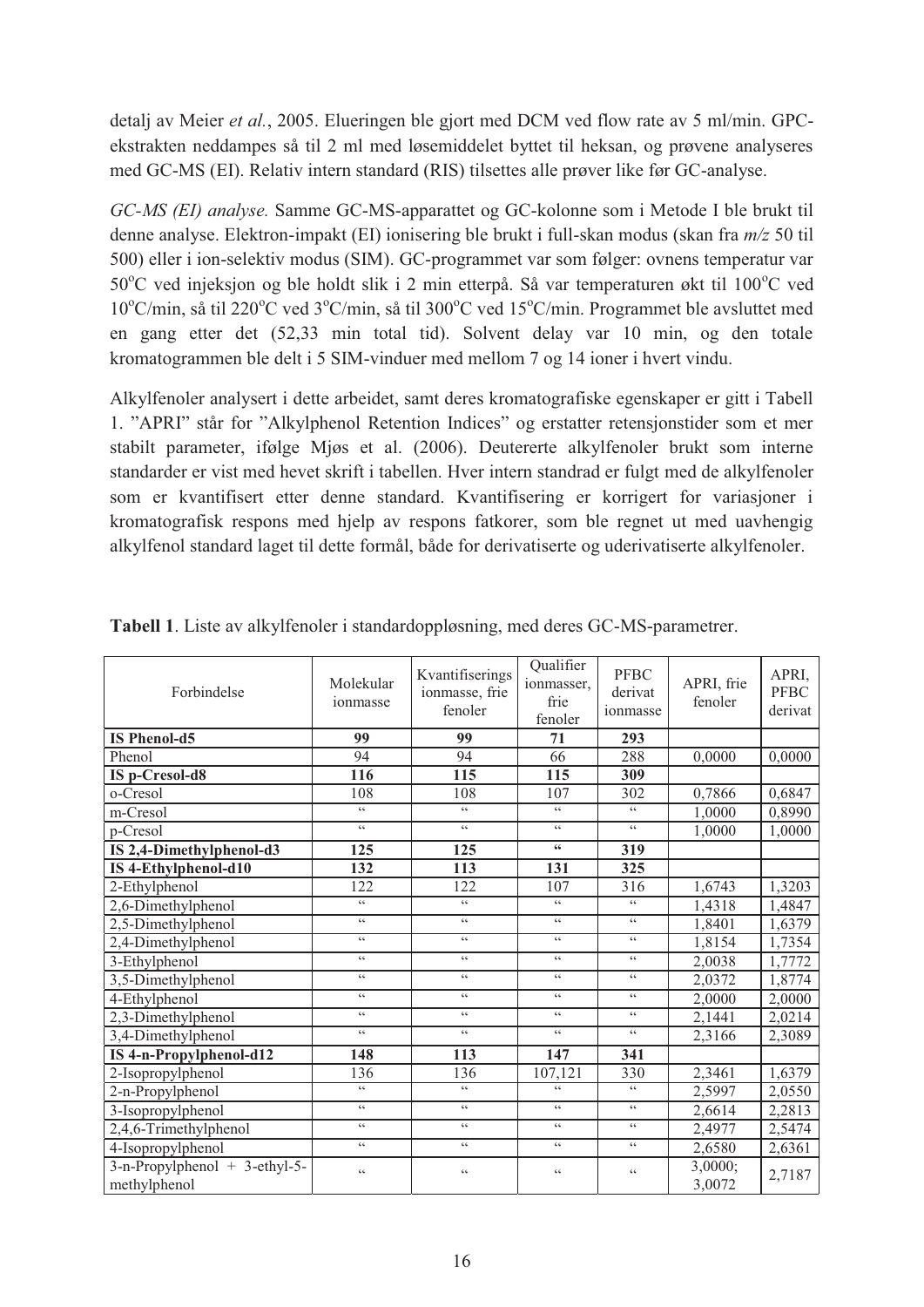detalj av Meier *et al.*, 2005. Elueringen ble gjort med DCM ved flow rate av 5 ml/min. GPC-ekstrakten neddampes så til 2 ml med løsemiddelet byttet til heksan, og prøvene analyseres med GC-MS (EI). Relativ intern standard (RIS) tilsettes alle prøver like før GC-analyse.

*GC-MS (EI) analyse.* Samme GC-MS-apparattet og GC-kolonne som i Metode I ble brukt til denne analyse. Elektron-impakt (EI) ionisering ble brukt i full-skan modus (skan fra *m/z* 50 til 500) eller i ion-selektiv modus (SIM). GC-programmet var som følger: ovnens temperatur var 50$^{o}$C ved injeksjon og ble holdt slik i 2 min etterpå. Så var temperaturen økt til 100$^{o}$C ved 10$^{o}$C/min, så til 220$^{o}$C ved 3$^{o}$C/min, så til 300$^{o}$C ved 15$^{o}$C/min. Programmet ble avsluttet med en gang etter det (52,33 min total tid). Solvent delay var 10 min, og den totale kromatogrammen ble delt i 5 SIM-vinduer med mellom 7 og 14 ioner i hvert vindu.

Alkylfenoler analysert i dette arbeidet, samt deres kromatografiske egenskaper er gitt i Tabell 1. "APRI" står for "Alkylphenol Retention Indices" og erstatter retensjonstider som et mer stabilt parameter, ifølge Mjøs et al. (2006). Deutererte alkylfenoler brukt som interne standarder er vist med hevet skrift i tabellen. Hver intern standrad er fulgt med de alkylfenoler som er kvantifisert etter denne standard. Kvantifisering er korrigert for variasjoner i kromatografisk respons med hjelp av respons fatkorer, som ble regnet ut med uavhengig alkylfenol standard laget til dette formål, både for derivatiserte og uderivatiserte alkylfenoler.

**Tabell 1**. Liste av alkylfenoler i standardoppløsning, med deres GC-MS-parametrer.

| Forbindelse | Molekular ionmasse | Kvantifiserings ionmasse, frie fenoler | Qualifier ionmasser, frie fenoler | PFBC derivat ionmasse | APRI, frie fenoler | APRI, PFBC derivat |
|---|---|---|---|---|---|---|
| **IS Phenol-d5** | **99** | **99** | **71** | **293** | | |
| Phenol | 94 | 94 | 66 | 288 | 0,0000 | 0,0000 |
| **IS p-Cresol-d8** | **116** | **115** | **115** | **309** | | |
| o-Cresol | 108 | 108 | 107 | 302 | 0,7866 | 0,6847 |
| m-Cresol | " | " | " | " | 1,0000 | 0,8990 |
| p-Cresol | " | " | " | " | 1,0000 | 1,0000 |
| **IS 2,4-Dimethylphenol-d3** | **125** | **125** | **"** | **319** | | |
| **IS 4-Ethylphenol-d10** | **132** | **113** | **131** | **325** | | |
| 2-Ethylphenol | 122 | 122 | 107 | 316 | 1,6743 | 1,3203 |
| 2,6-Dimethylphenol | " | " | " | " | 1,4318 | 1,4847 |
| 2,5-Dimethylphenol | " | " | " | " | 1,8401 | 1,6379 |
| 2,4-Dimethylphenol | " | " | " | " | 1,8154 | 1,7354 |
| 3-Ethylphenol | " | " | " | " | 2,0038 | 1,7772 |
| 3,5-Dimethylphenol | " | " | " | " | 2,0372 | 1,8774 |
| 4-Ethylphenol | " | " | " | " | 2,0000 | 2,0000 |
| 2,3-Dimethylphenol | " | " | " | " | 2,1441 | 2,0214 |
| 3,4-Dimethylphenol | " | " | " | " | 2,3166 | 2,3089 |
| **IS 4-n-Propylphenol-d12** | **148** | **113** | **147** | **341** | | |
| 2-Isopropylphenol | 136 | 136 | 107,121 | 330 | 2,3461 | 1,6379 |
| 2-n-Propylphenol | " | " | " | " | 2,5997 | 2,0550 |
| 3-Isopropylphenol | " | " | " | " | 2,6614 | 2,2813 |
| 2,4,6-Trimethylphenol | " | " | " | " | 2,4977 | 2,5474 |
| 4-Isopropylphenol | " | " | " | " | 2,6580 | 2,6361 |
| 3-n-Propylphenol + 3-ethyl-5-methylphenol | " | " | " | " | 3,0000; 3,0072 | 2,7187 |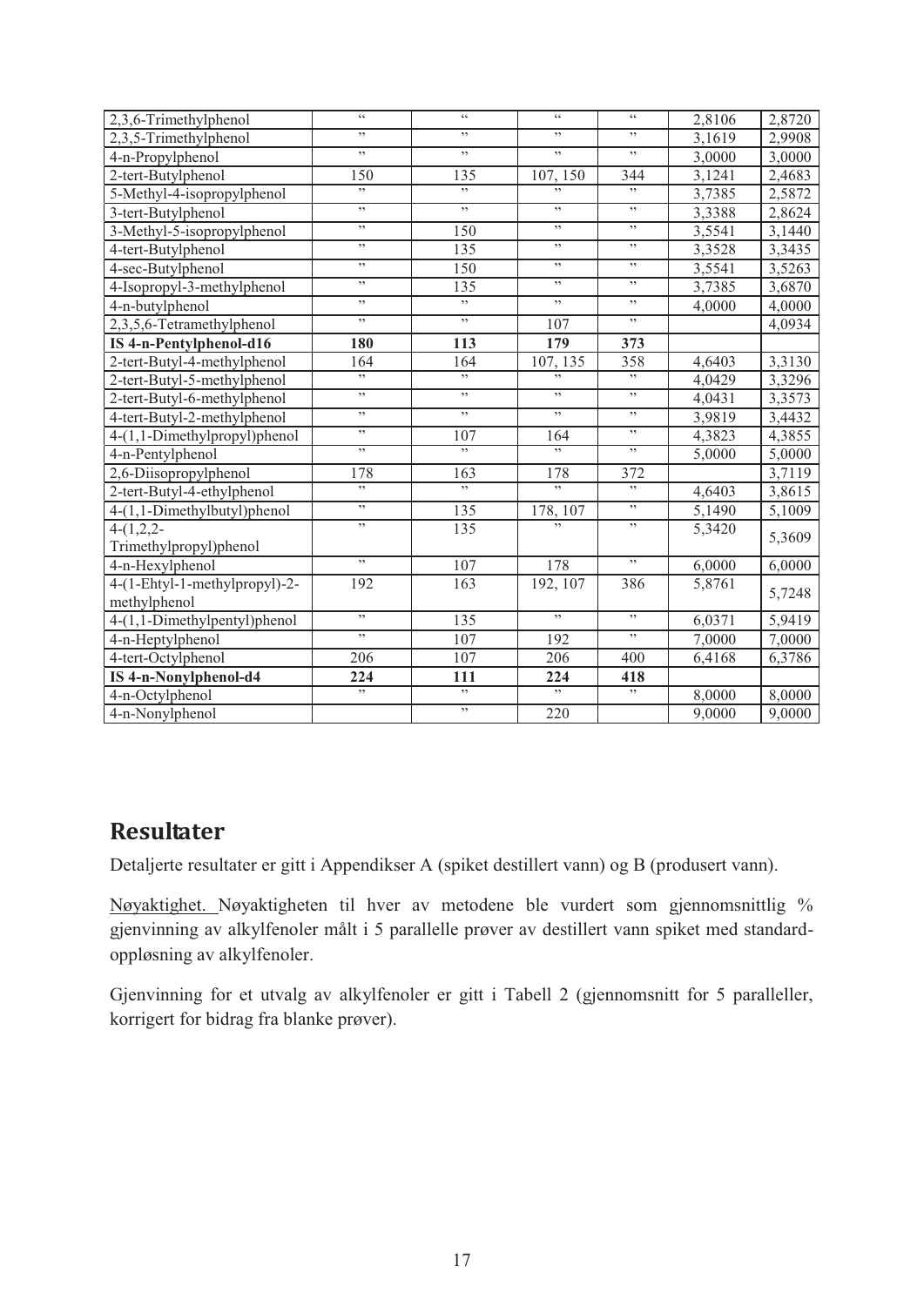| 2,3,6-Trimethylphenol | " | " | " | " | 2,8106 | 2,8720 |
|---|---|---|---|---|---|---|
| 2,3,5-Trimethylphenol | " | " | " | " | 3,1619 | 2,9908 |
| 4-n-Propylphenol | " | " | " | " | 3,0000 | 3,0000 |
| 2-tert-Butylphenol | 150 | 135 | 107, 150 | 344 | 3,1241 | 2,4683 |
| 5-Methyl-4-isopropylphenol | " | " | " | " | 3,7385 | 2,5872 |
| 3-tert-Butylphenol | " | " | " | " | 3,3388 | 2,8624 |
| 3-Methyl-5-isopropylphenol | " | 150 | " | " | 3,5541 | 3,1440 |
| 4-tert-Butylphenol | " | 135 | " | " | 3,3528 | 3,3435 |
| 4-sec-Butylphenol | " | 150 | " | " | 3,5541 | 3,5263 |
| 4-Isopropyl-3-methylphenol | " | 135 | " | " | 3,7385 | 3,6870 |
| 4-n-butylphenol | " | " | " | " | 4,0000 | 4,0000 |
| 2,3,5,6-Tetramethylphenol | " | " | 107 | " | | 4,0934 |
| **IS 4-n-Pentylphenol-d16** | **180** | **113** | **179** | **373** | | |
| 2-tert-Butyl-4-methylphenol | 164 | 164 | 107, 135 | 358 | 4,6403 | 3,3130 |
| 2-tert-Butyl-5-methylphenol | " | " | " | " | 4,0429 | 3,3296 |
| 2-tert-Butyl-6-methylphenol | " | " | " | " | 4,0431 | 3,3573 |
| 4-tert-Butyl-2-methylphenol | " | " | " | " | 3,9819 | 3,4432 |
| 4-(1,1-Dimethylpropyl)phenol | " | 107 | 164 | " | 4,3823 | 4,3855 |
| 4-n-Pentylphenol | " | " | " | " | 5,0000 | 5,0000 |
| 2,6-Diisopropylphenol | 178 | 163 | 178 | 372 | | 3,7119 |
| 2-tert-Butyl-4-ethylphenol | " | " | " | " | 4,6403 | 3,8615 |
| 4-(1,1-Dimethylbutyl)phenol | " | 135 | 178, 107 | " | 5,1490 | 5,1009 |
| 4-(1,2,2-Trimethylpropyl)phenol | " | 135 | " | " | 5,3420 | 5,3609 |
| 4-n-Hexylphenol | " | 107 | 178 | " | 6,0000 | 6,0000 |
| 4-(1-Ehtyl-1-methylpropyl)-2-methylphenol | 192 | 163 | 192, 107 | 386 | 5,8761 | 5,7248 |
| 4-(1,1-Dimethylpentyl)phenol | " | 135 | " | " | 6,0371 | 5,9419 |
| 4-n-Heptylphenol | " | 107 | 192 | " | 7,0000 | 7,0000 |
| 4-tert-Octylphenol | 206 | 107 | 206 | 400 | 6,4168 | 6,3786 |
| **IS 4-n-Nonylphenol-d4** | **224** | **111** | **224** | **418** | | |
| 4-n-Octylphenol | " | " | " | " | 8,0000 | 8,0000 |
| 4-n-Nonylphenol | | " | 220 | | 9,0000 | 9,0000 |

## Resultater

Detaljerte resultater er gitt i Appendikser A (spiket destillert vann) og B (produsert vann).

Nøyaktighet. Nøyaktigheten til hver av metodene ble vurdert som gjennomsnittlig % gjenvinning av alkylfenoler målt i 5 parallelle prøver av destillert vann spiket med standard-oppløsning av alkylfenoler.

Gjenvinning for et utvalg av alkylfenoler er gitt i Tabell 2 (gjennomsnitt for 5 paralleller, korrigert for bidrag fra blanke prøver).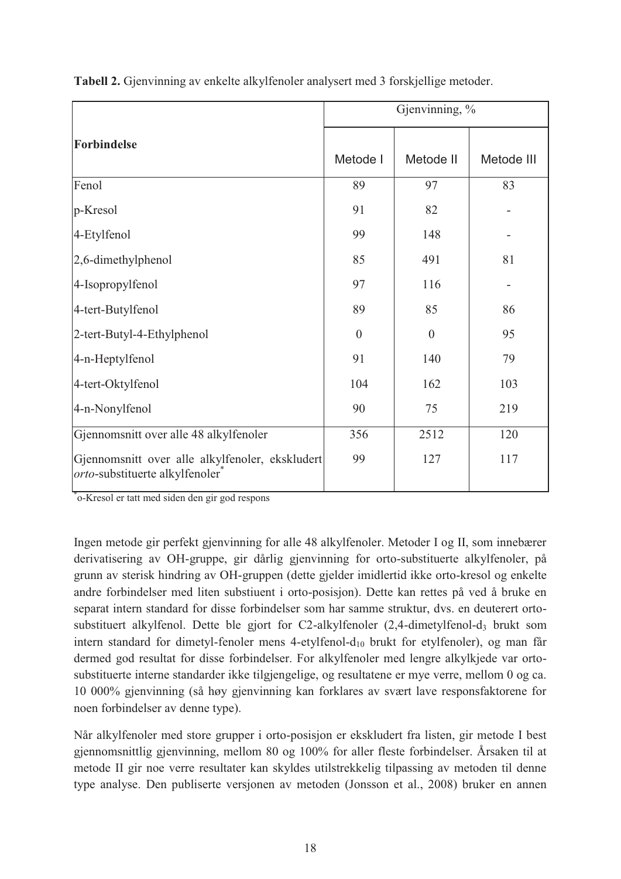**Tabell 2.** Gjenvinning av enkelte alkylfenoler analysert med 3 forskjellige metoder.

| Forbindelse | Gjenvinning, % | | |
|---|---|---|---|
| | Metode I | Metode II | Metode III |
| Fenol | 89 | 97 | 83 |
| p-Kresol | 91 | 82 | - |
| 4-Etylfenol | 99 | 148 | - |
| 2,6-dimethylphenol | 85 | 491 | 81 |
| 4-Isopropylfenol | 97 | 116 | - |
| 4-tert-Butylfenol | 89 | 85 | 86 |
| 2-tert-Butyl-4-Ethylphenol | 0 | 0 | 95 |
| 4-n-Heptylfenol | 91 | 140 | 79 |
| 4-tert-Oktylfenol | 104 | 162 | 103 |
| 4-n-Nonylfenol | 90 | 75 | 219 |
| Gjennomsnitt over alle 48 alkylfenoler | 356 | 2512 | 120 |
| Gjennomsnitt over alle alkylfenoler, ekskludert *orto*-substituerte alkylfenoler* | 99 | 127 | 117 |

*o-Kresol er tatt med siden den gir god respons

Ingen metode gir perfekt gjenvinning for alle 48 alkylfenoler. Metoder I og II, som innebærer derivatisering av OH-gruppe, gir dårlig gjenvinning for orto-substituerte alkylfenoler, på grunn av sterisk hindring av OH-gruppen (dette gjelder imidlertid ikke orto-kresol og enkelte andre forbindelser med liten substiuent i orto-posisjon). Dette kan rettes på ved å bruke en separat intern standard for disse forbindelser som har samme struktur, dvs. en deuterert orto-substituert alkylfenol. Dette ble gjort for C2-alkylfenoler (2,4-dimetylfenol-$d_3$ brukt som intern standard for dimetyl-fenoler mens 4-etylfenol-$d_{10}$ brukt for etylfenoler), og man får dermed god resultat for disse forbindelser. For alkylfenoler med lengre alkylkjede var orto-substituerte interne standarder ikke tilgjengelige, og resultatene er mye verre, mellom 0 og ca. 10 000% gjenvinning (så høy gjenvinning kan forklares av svært lave responsfaktorene for noen forbindelser av denne type).

Når alkylfenoler med store grupper i orto-posisjon er ekskludert fra listen, gir metode I best gjennomsnittlig gjenvinning, mellom 80 og 100% for aller fleste forbindelser. Årsaken til at metode II gir noe verre resultater kan skyldes utilstrekkelig tilpassing av metoden til denne type analyse. Den publiserte versjonen av metoden (Jonsson et al., 2008) bruker en annen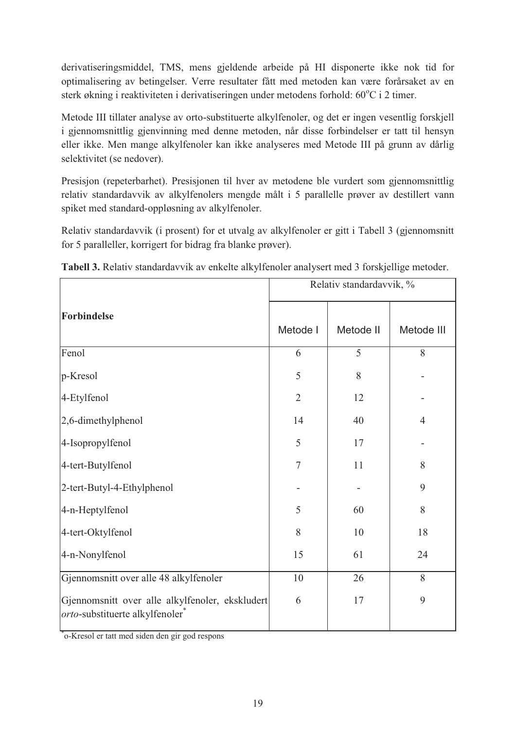derivatiseringsmiddel, TMS, mens gjeldende arbeide på HI disponerte ikke nok tid for optimalisering av betingelser. Verre resultater fått med metoden kan være forårsaket av en sterk økning i reaktiviteten i derivatiseringen under metodens forhold: 60°C i 2 timer.

Metode III tillater analyse av orto-substituerte alkylfenoler, og det er ingen vesentlig forskjell i gjennomsnittlig gjenvinning med denne metoden, når disse forbindelser er tatt til hensyn eller ikke. Men mange alkylfenoler kan ikke analyseres med Metode III på grunn av dårlig selektivitet (se nedover).

Presisjon (repeterbarhet). Presisjonen til hver av metodene ble vurdert som gjennomsnittlig relativ standardavvik av alkylfenolers mengde målt i 5 parallelle prøver av destillert vann spiket med standard-oppløsning av alkylfenoler.

Relativ standardavvik (i prosent) for et utvalg av alkylfenoler er gitt i Tabell 3 (gjennomsnitt for 5 paralleller, korrigert for bidrag fra blanke prøver).

**Tabell 3.** Relativ standardavvik av enkelte alkylfenoler analysert med 3 forskjellige metoder.

| Forbindelse | Relativ standardavvik, % | | |
|---|---|---|---|
| | Metode I | Metode II | Metode III |
| Fenol | 6 | 5 | 8 |
| p-Kresol | 5 | 8 | - |
| 4-Etylfenol | 2 | 12 | - |
| 2,6-dimethylphenol | 14 | 40 | 4 |
| 4-Isopropylfenol | 5 | 17 | - |
| 4-tert-Butylfenol | 7 | 11 | 8 |
| 2-tert-Butyl-4-Ethylphenol | - | - | 9 |
| 4-n-Heptylfenol | 5 | 60 | 8 |
| 4-tert-Oktylfenol | 8 | 10 | 18 |
| 4-n-Nonylfenol | 15 | 61 | 24 |
| Gjennomsnitt over alle 48 alkylfenoler | 10 | 26 | 8 |
| Gjennomsnitt over alle alkylfenoler, ekskludert *orto*-substituerte alkylfenoler* | 6 | 17 | 9 |

*o-Kresol er tatt med siden den gir god respons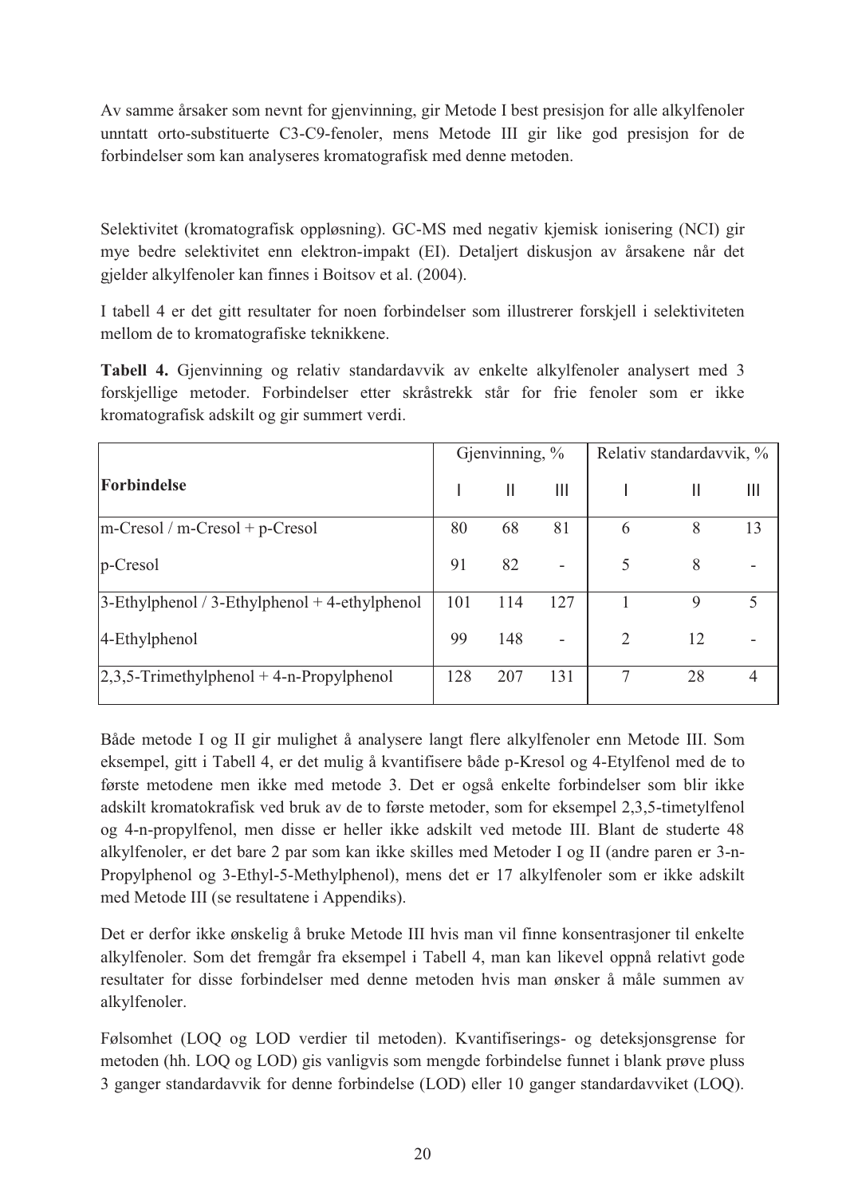Av samme årsaker som nevnt for gjenvinning, gir Metode I best presisjon for alle alkylfenoler unntatt orto-substituerte C3-C9-fenoler, mens Metode III gir like god presisjon for de forbindelser som kan analyseres kromatografisk med denne metoden.

Selektivitet (kromatografisk oppløsning). GC-MS med negativ kjemisk ionisering (NCI) gir mye bedre selektivitet enn elektron-impakt (EI). Detaljert diskusjon av årsakene når det gjelder alkylfenoler kan finnes i Boitsov et al. (2004).

I tabell 4 er det gitt resultater for noen forbindelser som illustrerer forskjell i selektiviteten mellom de to kromatografiske teknikkene.

**Tabell 4.** Gjenvinning og relativ standardavvik av enkelte alkylfenoler analysert med 3 forskjellige metoder. Forbindelser etter skråstrekk står for frie fenoler som er ikke kromatografisk adskilt og gir summert verdi.

| | Gjenvinning, % | | | Relativ standardavvik, % | | |
|---|---|---|---|---|---|---|
| **Forbindelse** | I | II | III | I | II | III |
| m-Cresol / m-Cresol + p-Cresol | 80 | 68 | 81 | 6 | 8 | 13 |
| p-Cresol | 91 | 82 | - | 5 | 8 | - |
| 3-Ethylphenol / 3-Ethylphenol + 4-ethylphenol | 101 | 114 | 127 | 1 | 9 | 5 |
| 4-Ethylphenol | 99 | 148 | - | 2 | 12 | - |
| 2,3,5-Trimethylphenol + 4-n-Propylphenol | 128 | 207 | 131 | 7 | 28 | 4 |

Både metode I og II gir mulighet å analysere langt flere alkylfenoler enn Metode III. Som eksempel, gitt i Tabell 4, er det mulig å kvantifisere både p-Kresol og 4-Etylfenol med de to første metodene men ikke med metode 3. Det er også enkelte forbindelser som blir ikke adskilt kromatokrafisk ved bruk av de to første metoder, som for eksempel 2,3,5-timetylfenol og 4-n-propylfenol, men disse er heller ikke adskilt ved metode III. Blant de studerte 48 alkylfenoler, er det bare 2 par som kan ikke skilles med Metoder I og II (andre paren er 3-n-Propylphenol og 3-Ethyl-5-Methylphenol), mens det er 17 alkylfenoler som er ikke adskilt med Metode III (se resultatene i Appendiks).

Det er derfor ikke ønskelig å bruke Metode III hvis man vil finne konsentrasjoner til enkelte alkylfenoler. Som det fremgår fra eksempel i Tabell 4, man kan likevel oppnå relativt gode resultater for disse forbindelser med denne metoden hvis man ønsker å måle summen av alkylfenoler.

Følsomhet (LOQ og LOD verdier til metoden). Kvantifiserings- og deteksjonsgrense for metoden (hh. LOQ og LOD) gis vanligvis som mengde forbindelse funnet i blank prøve pluss 3 ganger standardavvik for denne forbindelse (LOD) eller 10 ganger standardavviket (LOQ).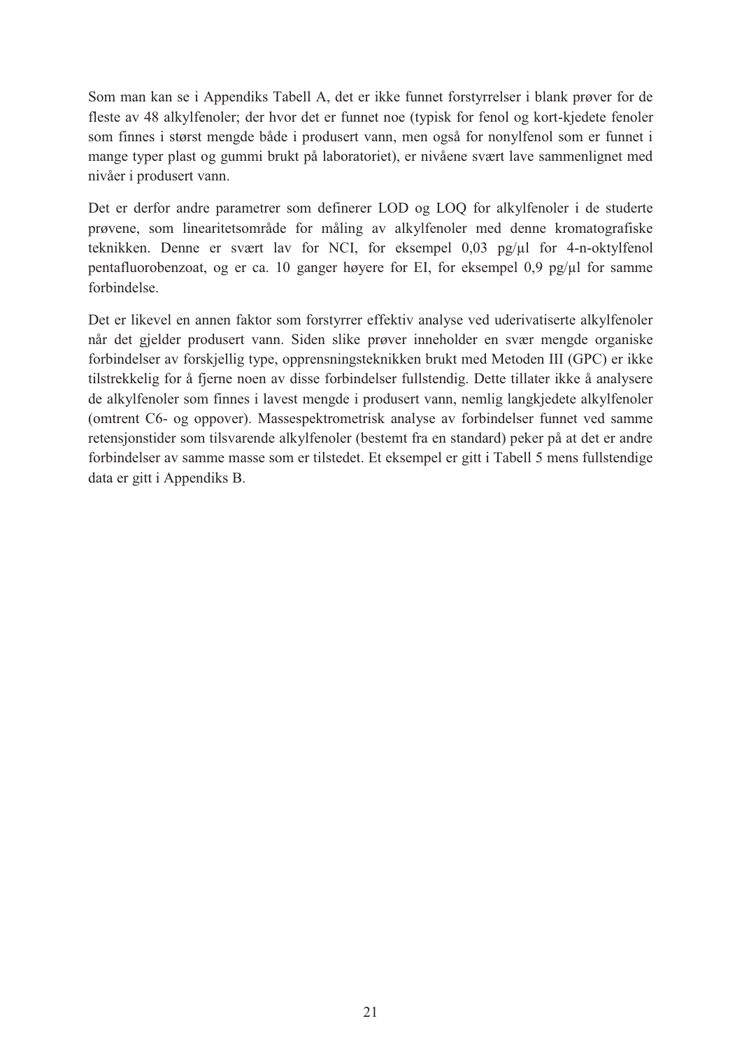Som man kan se i Appendiks Tabell A, det er ikke funnet forstyrrelser i blank prøver for de fleste av 48 alkylfenoler; der hvor det er funnet noe (typisk for fenol og kort-kjedete fenoler som finnes i størst mengde både i produsert vann, men også for nonylfenol som er funnet i mange typer plast og gummi brukt på laboratoriet), er nivåene svært lave sammenlignet med nivåer i produsert vann.

Det er derfor andre parametrer som definerer LOD og LOQ for alkylfenoler i de studerte prøvene, som linearitetsområde for måling av alkylfenoler med denne kromatografiske teknikken. Denne er svært lav for NCI, for eksempel 0,03 pg/µl for 4-n-oktylfenol pentafluorobenzoat, og er ca. 10 ganger høyere for EI, for eksempel 0,9 pg/µl for samme forbindelse.

Det er likevel en annen faktor som forstyrrer effektiv analyse ved uderivatiserte alkylfenoler når det gjelder produsert vann. Siden slike prøver inneholder en svær mengde organiske forbindelser av forskjellig type, opprensningsteknikken brukt med Metoden III (GPC) er ikke tilstrekkelig for å fjerne noen av disse forbindelser fullstendig. Dette tillater ikke å analysere de alkylfenoler som finnes i lavest mengde i produsert vann, nemlig langkjedete alkylfenoler (omtrent C6- og oppover). Massespektrometrisk analyse av forbindelser funnet ved samme retensjonstider som tilsvarende alkylfenoler (bestemt fra en standard) peker på at det er andre forbindelser av samme masse som er tilstedet. Et eksempel er gitt i Tabell 5 mens fullstendige data er gitt i Appendiks B.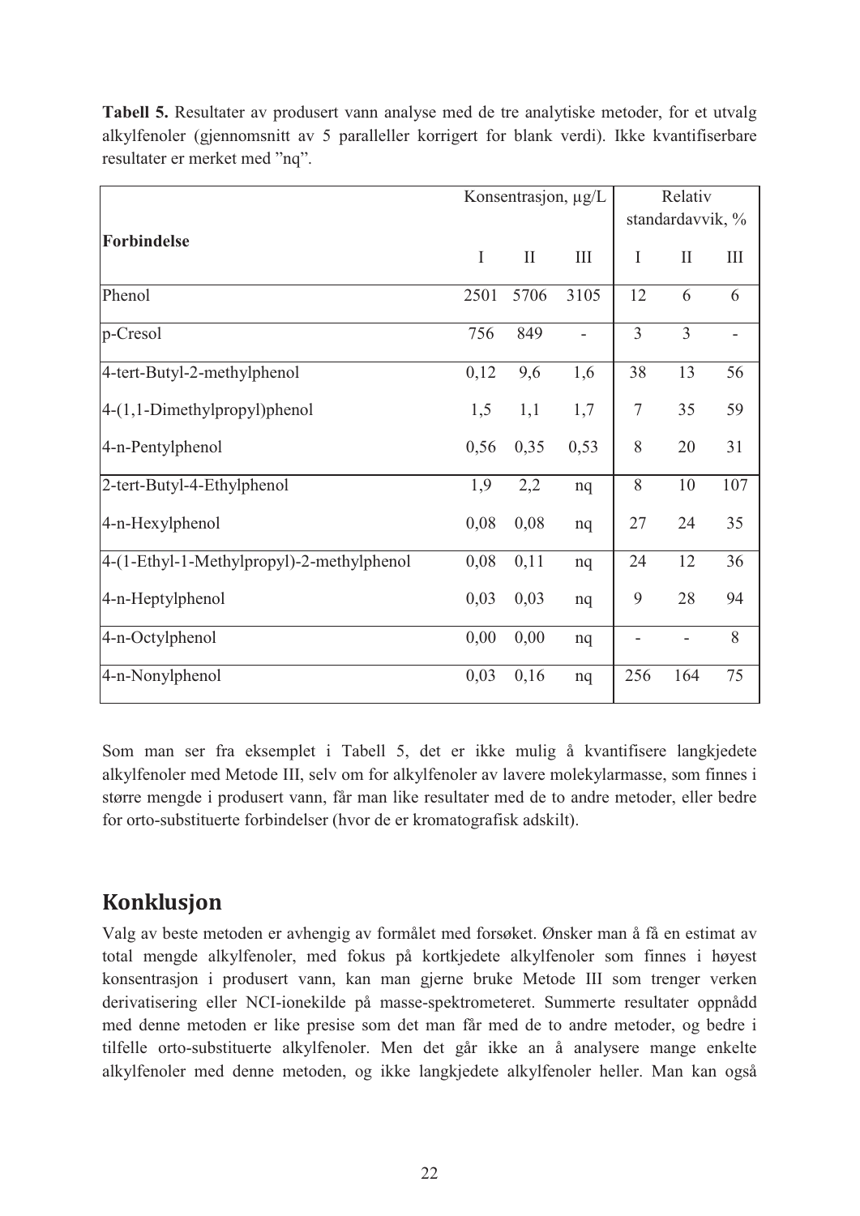**Tabell 5.** Resultater av produsert vann analyse med de tre analytiske metoder, for et utvalg alkylfenoler (gjennomsnitt av 5 paralleller korrigert for blank verdi). Ikke kvantifiserbare resultater er merket med "nq".

| Forbindelse | Konsentrasjon, µg/L | | | Relativ standardavvik, % | | |
|---|---|---|---|---|---|---|
| | I | II | III | I | II | III |
| Phenol | 2501 | 5706 | 3105 | 12 | 6 | 6 |
| p-Cresol | 756 | 849 | - | 3 | 3 | - |
| 4-tert-Butyl-2-methylphenol | 0,12 | 9,6 | 1,6 | 38 | 13 | 56 |
| 4-(1,1-Dimethylpropyl)phenol | 1,5 | 1,1 | 1,7 | 7 | 35 | 59 |
| 4-n-Pentylphenol | 0,56 | 0,35 | 0,53 | 8 | 20 | 31 |
| 2-tert-Butyl-4-Ethylphenol | 1,9 | 2,2 | nq | 8 | 10 | 107 |
| 4-n-Hexylphenol | 0,08 | 0,08 | nq | 27 | 24 | 35 |
| 4-(1-Ethyl-1-Methylpropyl)-2-methylphenol | 0,08 | 0,11 | nq | 24 | 12 | 36 |
| 4-n-Heptylphenol | 0,03 | 0,03 | nq | 9 | 28 | 94 |
| 4-n-Octylphenol | 0,00 | 0,00 | nq | - | - | 8 |
| 4-n-Nonylphenol | 0,03 | 0,16 | nq | 256 | 164 | 75 |

Som man ser fra eksemplet i Tabell 5, det er ikke mulig å kvantifisere langkjedete alkylfenoler med Metode III, selv om for alkylfenoler av lavere molekylarmasse, som finnes i større mengde i produsert vann, får man like resultater med de to andre metoder, eller bedre for orto-substituerte forbindelser (hvor de er kromatografisk adskilt).

## Konklusjon

Valg av beste metoden er avhengig av formålet med forsøket. Ønsker man å få en estimat av total mengde alkylfenoler, med fokus på kortkjedete alkylfenoler som finnes i høyest konsentrasjon i produsert vann, kan man gjerne bruke Metode III som trenger verken derivatisering eller NCI-ionekilde på masse-spektrometeret. Summerte resultater oppnådd med denne metoden er like presise som det man får med de to andre metoder, og bedre i tilfelle orto-substituerte alkylfenoler. Men det går ikke an å analysere mange enkelte alkylfenoler med denne metoden, og ikke langkjedete alkylfenoler heller. Man kan også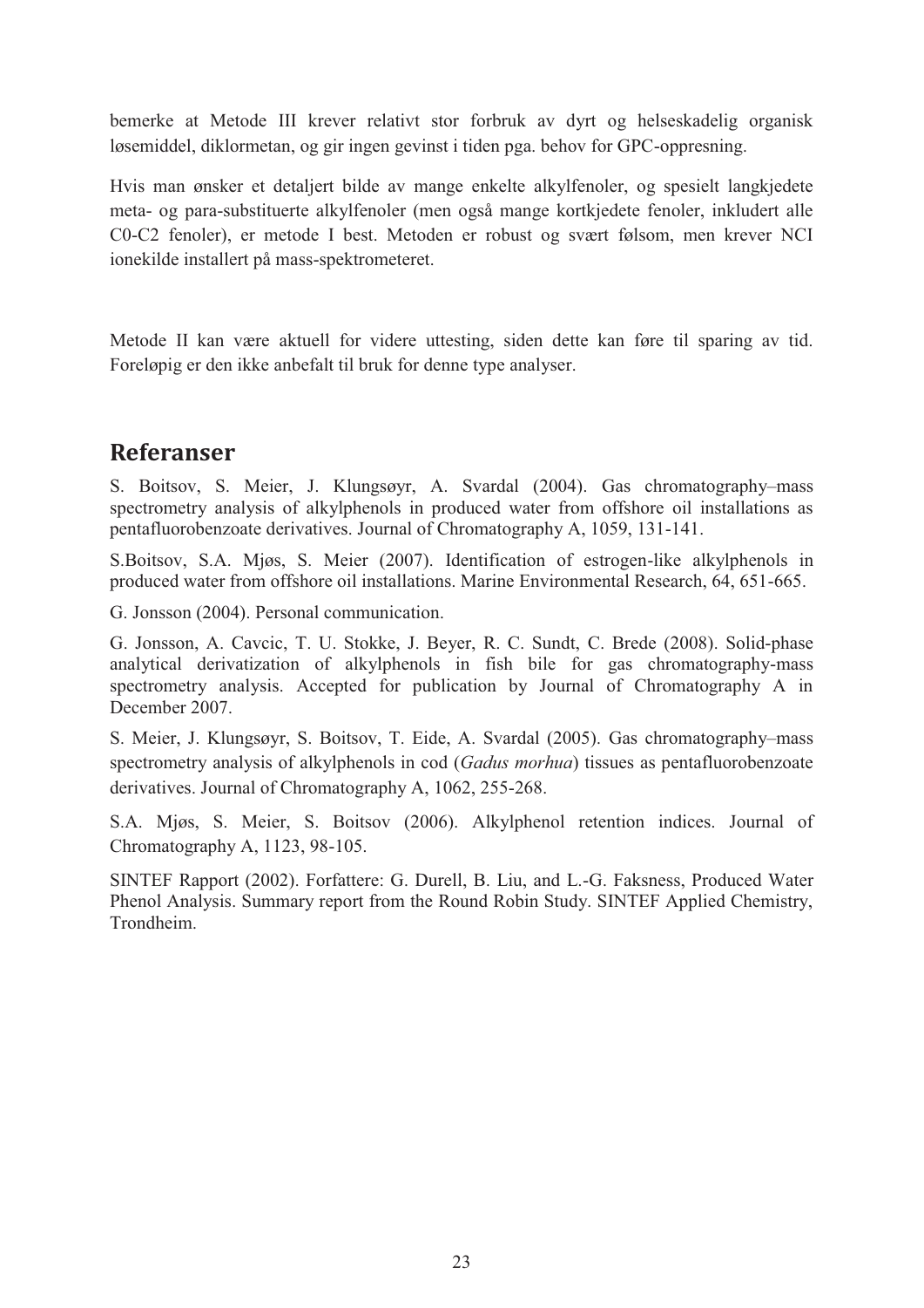bemerke at Metode III krever relativt stor forbruk av dyrt og helseskadelig organisk løsemiddel, diklormetan, og gir ingen gevinst i tiden pga. behov for GPC-oppresning.

Hvis man ønsker et detaljert bilde av mange enkelte alkylfenoler, og spesielt langkjedete meta- og para-substituerte alkylfenoler (men også mange kortkjedete fenoler, inkludert alle C0-C2 fenoler), er metode I best. Metoden er robust og svært følsom, men krever NCI ionekilde installert på mass-spektrometeret.

Metode II kan være aktuell for videre uttesting, siden dette kan føre til sparing av tid. Foreløpig er den ikke anbefalt til bruk for denne type analyser.

## Referanser

S. Boitsov, S. Meier, J. Klungsøyr, A. Svardal (2004). Gas chromatography–mass spectrometry analysis of alkylphenols in produced water from offshore oil installations as pentafluorobenzoate derivatives. Journal of Chromatography A, 1059, 131-141.

S.Boitsov, S.A. Mjøs, S. Meier (2007). Identification of estrogen-like alkylphenols in produced water from offshore oil installations. Marine Environmental Research, 64, 651-665.

G. Jonsson (2004). Personal communication.

G. Jonsson, A. Cavcic, T. U. Stokke, J. Beyer, R. C. Sundt, C. Brede (2008). Solid-phase analytical derivatization of alkylphenols in fish bile for gas chromatography-mass spectrometry analysis. Accepted for publication by Journal of Chromatography A in December 2007.

S. Meier, J. Klungsøyr, S. Boitsov, T. Eide, A. Svardal (2005). Gas chromatography–mass spectrometry analysis of alkylphenols in cod (*Gadus morhua*) tissues as pentafluorobenzoate derivatives. Journal of Chromatography A, 1062, 255-268.

S.A. Mjøs, S. Meier, S. Boitsov (2006). Alkylphenol retention indices. Journal of Chromatography A, 1123, 98-105.

SINTEF Rapport (2002). Forfattere: G. Durell, B. Liu, and L.-G. Faksness, Produced Water Phenol Analysis. Summary report from the Round Robin Study. SINTEF Applied Chemistry, Trondheim.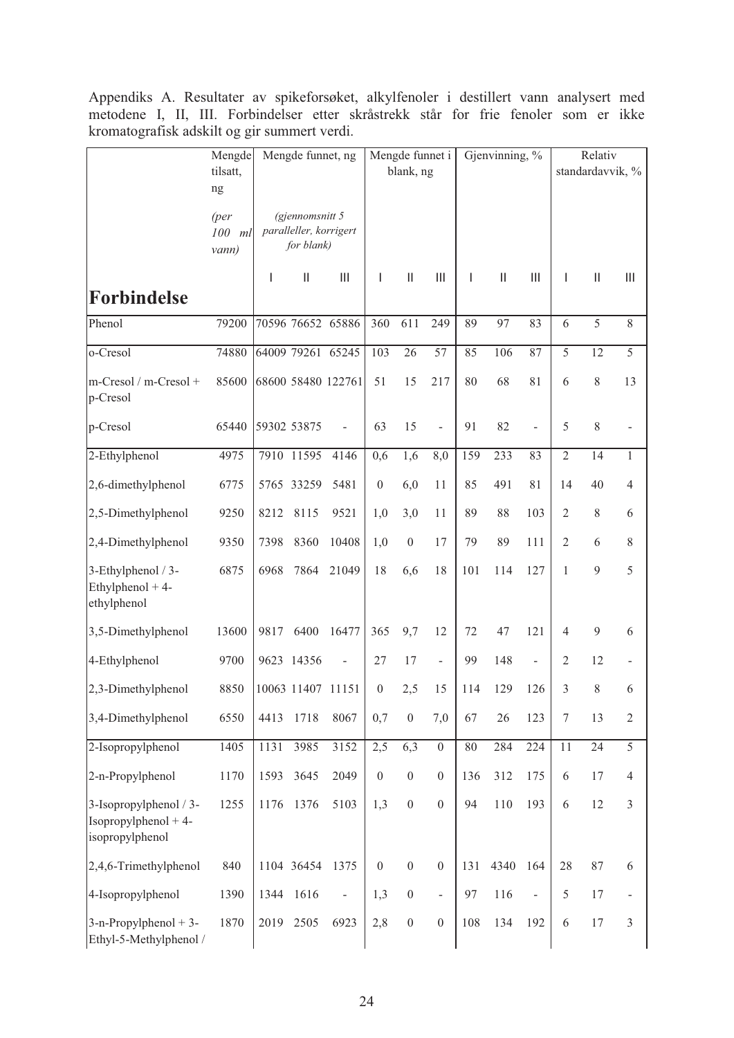Appendiks A. Resultater av spikeforsøket, alkylfenoler i destillert vann analysert med metodene I, II, III. Forbindelser etter skråstrekk står for frie fenoler som er ikke kromatografisk adskilt og gir summert verdi.

| Forbindelse | Mengde tilsatt, ng *(per 100 ml vann)* | Mengde funnet, ng *(gjennomsnitt 5 paralleller, korrigert for blank)* | | | Mengde funnet i blank, ng | | | Gjenvinning, % | | | Relativ standardavvik, % | | |
|---|---|---|---|---|---|---|---|---|---|---|---|---|---|
| | | I | II | III | I | II | III | I | II | III | I | II | III |
| Phenol | 79200 | 70596 | 76652 | 65886 | 360 | 611 | 249 | 89 | 97 | 83 | 6 | 5 | 8 |
| o-Cresol | 74880 | 64009 | 79261 | 65245 | 103 | 26 | 57 | 85 | 106 | 87 | 5 | 12 | 5 |
| m-Cresol / m-Cresol + p-Cresol | 85600 | 68600 | 58480 | 122761 | 51 | 15 | 217 | 80 | 68 | 81 | 6 | 8 | 13 |
| p-Cresol | 65440 | 59302 | 53875 | - | 63 | 15 | - | 91 | 82 | - | 5 | 8 | - |
| 2-Ethylphenol | 4975 | 7910 | 11595 | 4146 | 0,6 | 1,6 | 8,0 | 159 | 233 | 83 | 2 | 14 | 1 |
| 2,6-dimethylphenol | 6775 | 5765 | 33259 | 5481 | 0 | 6,0 | 11 | 85 | 491 | 81 | 14 | 40 | 4 |
| 2,5-Dimethylphenol | 9250 | 8212 | 8115 | 9521 | 1,0 | 3,0 | 11 | 89 | 88 | 103 | 2 | 8 | 6 |
| 2,4-Dimethylphenol | 9350 | 7398 | 8360 | 10408 | 1,0 | 0 | 17 | 79 | 89 | 111 | 2 | 6 | 8 |
| 3-Ethylphenol / 3-Ethylphenol + 4-ethylphenol | 6875 | 6968 | 7864 | 21049 | 18 | 6,6 | 18 | 101 | 114 | 127 | 1 | 9 | 5 |
| 3,5-Dimethylphenol | 13600 | 9817 | 6400 | 16477 | 365 | 9,7 | 12 | 72 | 47 | 121 | 4 | 9 | 6 |
| 4-Ethylphenol | 9700 | 9623 | 14356 | - | 27 | 17 | - | 99 | 148 | - | 2 | 12 | - |
| 2,3-Dimethylphenol | 8850 | 10063 | 11407 | 11151 | 0 | 2,5 | 15 | 114 | 129 | 126 | 3 | 8 | 6 |
| 3,4-Dimethylphenol | 6550 | 4413 | 1718 | 8067 | 0,7 | 0 | 7,0 | 67 | 26 | 123 | 7 | 13 | 2 |
| 2-Isopropylphenol | 1405 | 1131 | 3985 | 3152 | 2,5 | 6,3 | 0 | 80 | 284 | 224 | 11 | 24 | 5 |
| 2-n-Propylphenol | 1170 | 1593 | 3645 | 2049 | 0 | 0 | 0 | 136 | 312 | 175 | 6 | 17 | 4 |
| 3-Isopropylphenol / 3-Isopropylphenol + 4-isopropylphenol | 1255 | 1176 | 1376 | 5103 | 1,3 | 0 | 0 | 94 | 110 | 193 | 6 | 12 | 3 |
| 2,4,6-Trimethylphenol | 840 | 1104 | 36454 | 1375 | 0 | 0 | 0 | 131 | 4340 | 164 | 28 | 87 | 6 |
| 4-Isopropylphenol | 1390 | 1344 | 1616 | - | 1,3 | 0 | - | 97 | 116 | - | 5 | 17 | - |
| 3-n-Propylphenol + 3-Ethyl-5-Methylphenol / | 1870 | 2019 | 2505 | 6923 | 2,8 | 0 | 0 | 108 | 134 | 192 | 6 | 17 | 3 |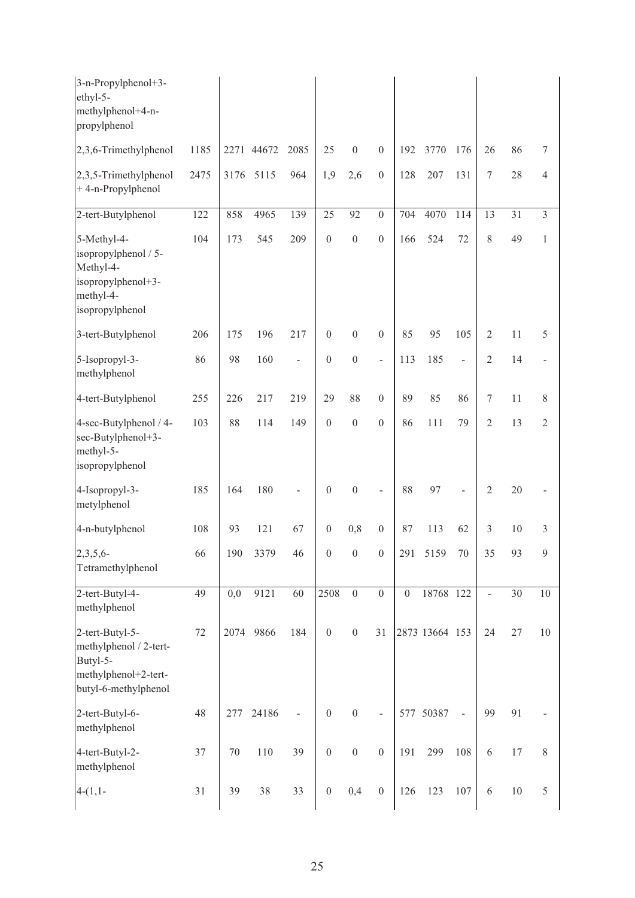| | | | | | | | | | | | | | |
|---|---|---|---|---|---|---|---|---|---|---|---|---|---|
| 3-n-Propylphenol+3-ethyl-5-methylphenol+4-n-propylphenol | | | | | | | | | | | | | |
| 2,3,6-Trimethylphenol | 1185 | 2271 | 44672 | 2085 | 25 | 0 | 0 | 192 | 3770 | 176 | 26 | 86 | 7 |
| 2,3,5-Trimethylphenol + 4-n-Propylphenol | 2475 | 3176 | 5115 | 964 | 1,9 | 2,6 | 0 | 128 | 207 | 131 | 7 | 28 | 4 |
| 2-tert-Butylphenol | 122 | 858 | 4965 | 139 | 25 | 92 | 0 | 704 | 4070 | 114 | 13 | 31 | 3 |
| 5-Methyl-4-isopropylphenol / 5-Methyl-4-isopropylphenol+3-methyl-4-isopropylphenol | 104 | 173 | 545 | 209 | 0 | 0 | 0 | 166 | 524 | 72 | 8 | 49 | 1 |
| 3-tert-Butylphenol | 206 | 175 | 196 | 217 | 0 | 0 | 0 | 85 | 95 | 105 | 2 | 11 | 5 |
| 5-Isopropyl-3-methylphenol | 86 | 98 | 160 | - | 0 | 0 | - | 113 | 185 | - | 2 | 14 | - |
| 4-tert-Butylphenol | 255 | 226 | 217 | 219 | 29 | 88 | 0 | 89 | 85 | 86 | 7 | 11 | 8 |
| 4-sec-Butylphenol / 4-sec-Butylphenol+3-methyl-5-isopropylphenol | 103 | 88 | 114 | 149 | 0 | 0 | 0 | 86 | 111 | 79 | 2 | 13 | 2 |
| 4-Isopropyl-3-metylphenol | 185 | 164 | 180 | - | 0 | 0 | - | 88 | 97 | - | 2 | 20 | - |
| 4-n-butylphenol | 108 | 93 | 121 | 67 | 0 | 0,8 | 0 | 87 | 113 | 62 | 3 | 10 | 3 |
| 2,3,5,6-Tetramethylphenol | 66 | 190 | 3379 | 46 | 0 | 0 | 0 | 291 | 5159 | 70 | 35 | 93 | 9 |
| 2-tert-Butyl-4-methylphenol | 49 | 0,0 | 9121 | 60 | 2508 | 0 | 0 | 0 | 18768 | 122 | - | 30 | 10 |
| 2-tert-Butyl-5-methylphenol / 2-tert-Butyl-5-methylphenol+2-tert-butyl-6-methylphenol | 72 | 2074 | 9866 | 184 | 0 | 0 | 31 | 2873 | 13664 | 153 | 24 | 27 | 10 |
| 2-tert-Butyl-6-methylphenol | 48 | 277 | 24186 | - | 0 | 0 | - | 577 | 50387 | - | 99 | 91 | - |
| 4-tert-Butyl-2-methylphenol | 37 | 70 | 110 | 39 | 0 | 0 | 0 | 191 | 299 | 108 | 6 | 17 | 8 |
| 4-(1,1- | 31 | 39 | 38 | 33 | 0 | 0,4 | 0 | 126 | 123 | 107 | 6 | 10 | 5 |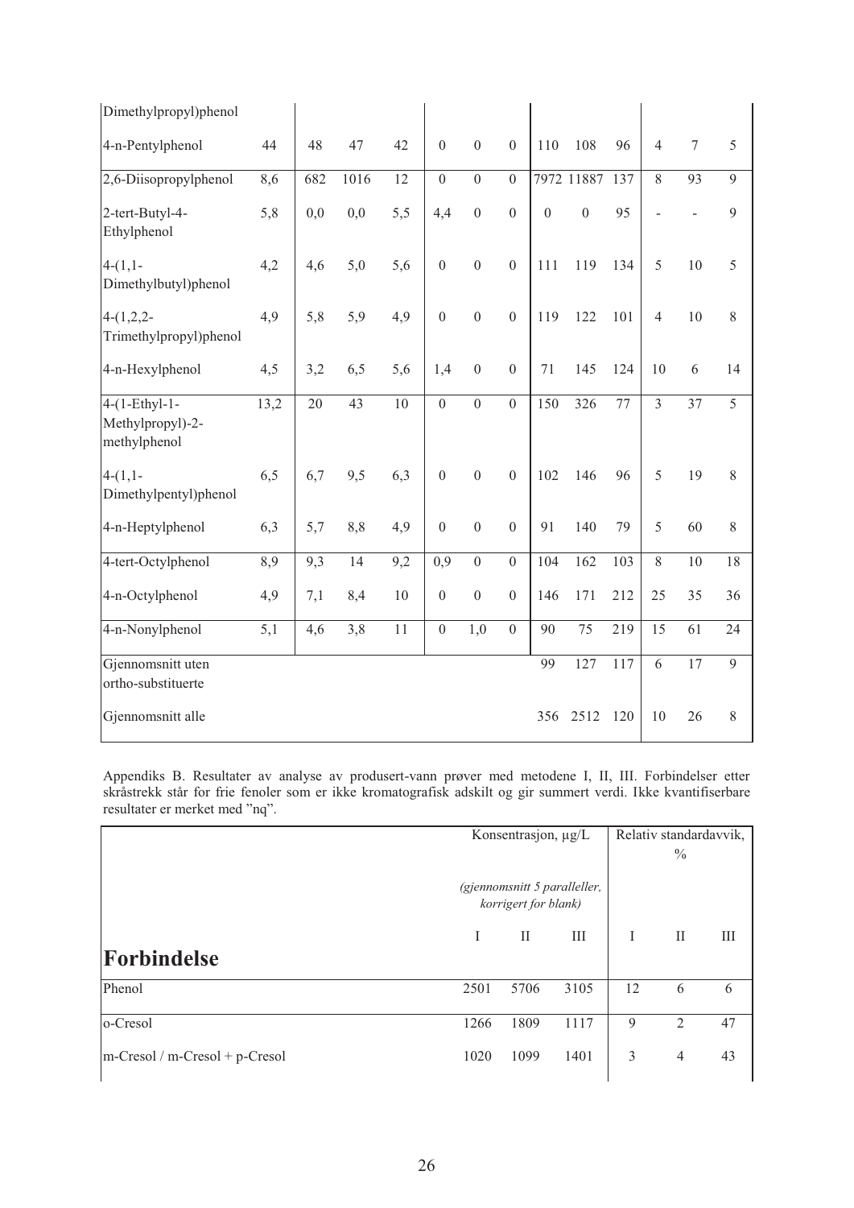| | | | | | | | | | | | | | |
|---|---|---|---|---|---|---|---|---|---|---|---|---|---|
| Dimethylpropyl)phenol | | | | | | | | | | | | | |
| 4-n-Pentylphenol | 44 | 48 | 47 | 42 | 0 | 0 | 0 | 110 | 108 | 96 | 4 | 7 | 5 |
| 2,6-Diisopropylphenol | 8,6 | 682 | 1016 | 12 | 0 | 0 | 0 | 7972 | 11887 | 137 | 8 | 93 | 9 |
| 2-tert-Butyl-4-Ethylphenol | 5,8 | 0,0 | 0,0 | 5,5 | 4,4 | 0 | 0 | 0 | 0 | 95 | - | - | 9 |
| 4-(1,1-Dimethylbutyl)phenol | 4,2 | 4,6 | 5,0 | 5,6 | 0 | 0 | 0 | 111 | 119 | 134 | 5 | 10 | 5 |
| 4-(1,2,2-Trimethylpropyl)phenol | 4,9 | 5,8 | 5,9 | 4,9 | 0 | 0 | 0 | 119 | 122 | 101 | 4 | 10 | 8 |
| 4-n-Hexylphenol | 4,5 | 3,2 | 6,5 | 5,6 | 1,4 | 0 | 0 | 71 | 145 | 124 | 10 | 6 | 14 |
| 4-(1-Ethyl-1-Methylpropyl)-2-methylphenol | 13,2 | 20 | 43 | 10 | 0 | 0 | 0 | 150 | 326 | 77 | 3 | 37 | 5 |
| 4-(1,1-Dimethylpentyl)phenol | 6,5 | 6,7 | 9,5 | 6,3 | 0 | 0 | 0 | 102 | 146 | 96 | 5 | 19 | 8 |
| 4-n-Heptylphenol | 6,3 | 5,7 | 8,8 | 4,9 | 0 | 0 | 0 | 91 | 140 | 79 | 5 | 60 | 8 |
| 4-tert-Octylphenol | 8,9 | 9,3 | 14 | 9,2 | 0,9 | 0 | 0 | 104 | 162 | 103 | 8 | 10 | 18 |
| 4-n-Octylphenol | 4,9 | 7,1 | 8,4 | 10 | 0 | 0 | 0 | 146 | 171 | 212 | 25 | 35 | 36 |
| 4-n-Nonylphenol | 5,1 | 4,6 | 3,8 | 11 | 0 | 1,0 | 0 | 90 | 75 | 219 | 15 | 61 | 24 |
| Gjennomsnitt uten ortho-substituerte | | | | | | | | 99 | 127 | 117 | 6 | 17 | 9 |
| Gjennomsnitt alle | | | | | | | | 356 | 2512 | 120 | 10 | 26 | 8 |

Appendiks B. Resultater av analyse av produsert-vann prøver med metodene I, II, III. Forbindelser etter skråstrekk står for frie fenoler som er ikke kromatografisk adskilt og gir summert verdi. Ikke kvantifiserbare resultater er merket med "nq".

| **Forbindelse** | Konsentrasjon, µg/L *(gjennomsnitt 5 paralleller, korrigert for blank)* | | | Relativ standardavvik, % | | |
|---|---|---|---|---|---|---|
| | I | II | III | I | II | III |
| Phenol | 2501 | 5706 | 3105 | 12 | 6 | 6 |
| o-Cresol | 1266 | 1809 | 1117 | 9 | 2 | 47 |
| m-Cresol / m-Cresol + p-Cresol | 1020 | 1099 | 1401 | 3 | 4 | 43 |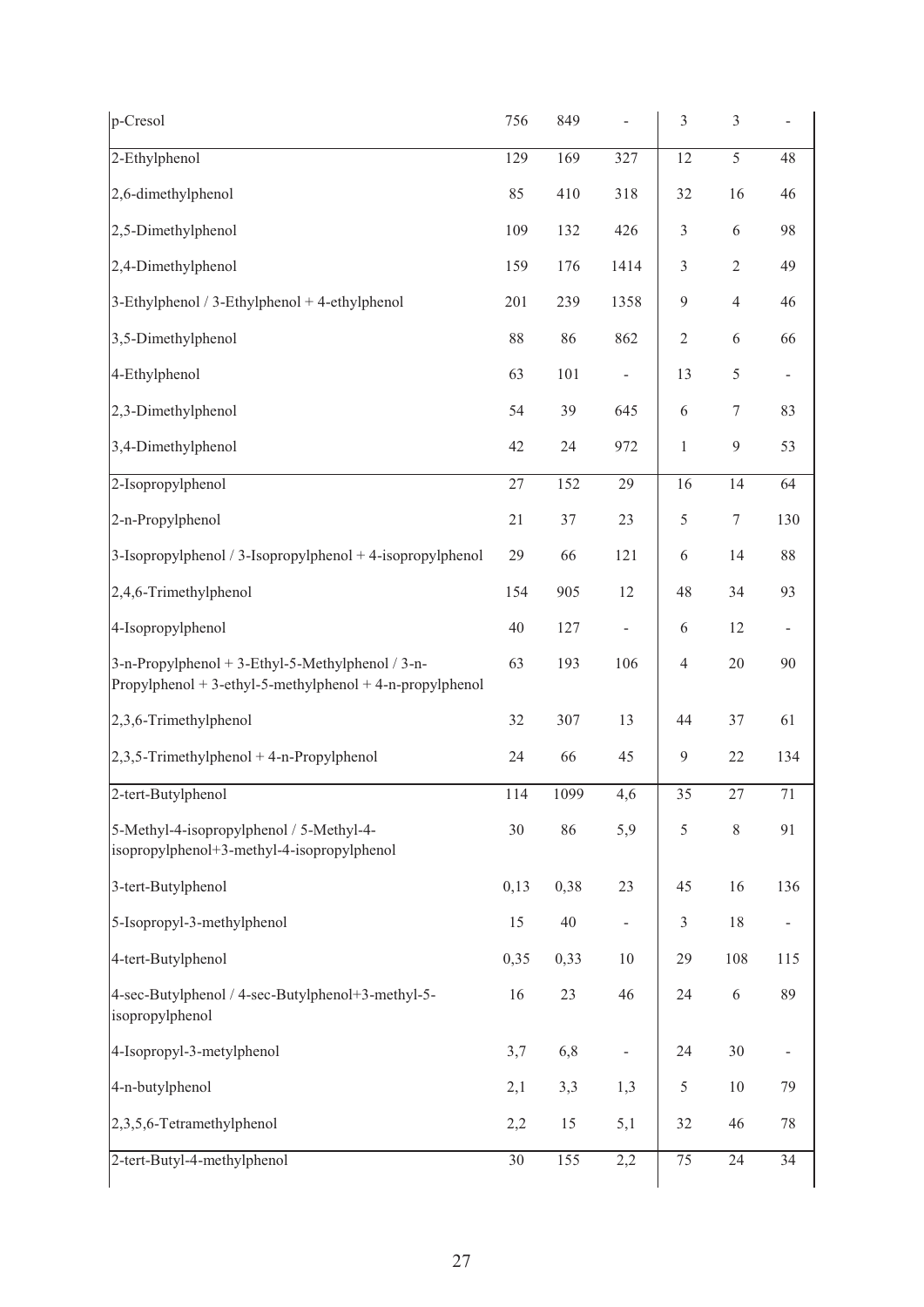| | | | | | | |
|---|---|---|---|---|---|---|
| p-Cresol | 756 | 849 | - | 3 | 3 | - |
| 2-Ethylphenol | 129 | 169 | 327 | 12 | 5 | 48 |
| 2,6-dimethylphenol | 85 | 410 | 318 | 32 | 16 | 46 |
| 2,5-Dimethylphenol | 109 | 132 | 426 | 3 | 6 | 98 |
| 2,4-Dimethylphenol | 159 | 176 | 1414 | 3 | 2 | 49 |
| 3-Ethylphenol / 3-Ethylphenol + 4-ethylphenol | 201 | 239 | 1358 | 9 | 4 | 46 |
| 3,5-Dimethylphenol | 88 | 86 | 862 | 2 | 6 | 66 |
| 4-Ethylphenol | 63 | 101 | - | 13 | 5 | - |
| 2,3-Dimethylphenol | 54 | 39 | 645 | 6 | 7 | 83 |
| 3,4-Dimethylphenol | 42 | 24 | 972 | 1 | 9 | 53 |
| 2-Isopropylphenol | 27 | 152 | 29 | 16 | 14 | 64 |
| 2-n-Propylphenol | 21 | 37 | 23 | 5 | 7 | 130 |
| 3-Isopropylphenol / 3-Isopropylphenol + 4-isopropylphenol | 29 | 66 | 121 | 6 | 14 | 88 |
| 2,4,6-Trimethylphenol | 154 | 905 | 12 | 48 | 34 | 93 |
| 4-Isopropylphenol | 40 | 127 | - | 6 | 12 | - |
| 3-n-Propylphenol + 3-Ethyl-5-Methylphenol / 3-n-Propylphenol + 3-ethyl-5-methylphenol + 4-n-propylphenol | 63 | 193 | 106 | 4 | 20 | 90 |
| 2,3,6-Trimethylphenol | 32 | 307 | 13 | 44 | 37 | 61 |
| 2,3,5-Trimethylphenol + 4-n-Propylphenol | 24 | 66 | 45 | 9 | 22 | 134 |
| 2-tert-Butylphenol | 114 | 1099 | 4,6 | 35 | 27 | 71 |
| 5-Methyl-4-isopropylphenol / 5-Methyl-4-isopropylphenol+3-methyl-4-isopropylphenol | 30 | 86 | 5,9 | 5 | 8 | 91 |
| 3-tert-Butylphenol | 0,13 | 0,38 | 23 | 45 | 16 | 136 |
| 5-Isopropyl-3-methylphenol | 15 | 40 | - | 3 | 18 | - |
| 4-tert-Butylphenol | 0,35 | 0,33 | 10 | 29 | 108 | 115 |
| 4-sec-Butylphenol / 4-sec-Butylphenol+3-methyl-5-isopropylphenol | 16 | 23 | 46 | 24 | 6 | 89 |
| 4-Isopropyl-3-metylphenol | 3,7 | 6,8 | - | 24 | 30 | - |
| 4-n-butylphenol | 2,1 | 3,3 | 1,3 | 5 | 10 | 79 |
| 2,3,5,6-Tetramethylphenol | 2,2 | 15 | 5,1 | 32 | 46 | 78 |
| 2-tert-Butyl-4-methylphenol | 30 | 155 | 2,2 | 75 | 24 | 34 |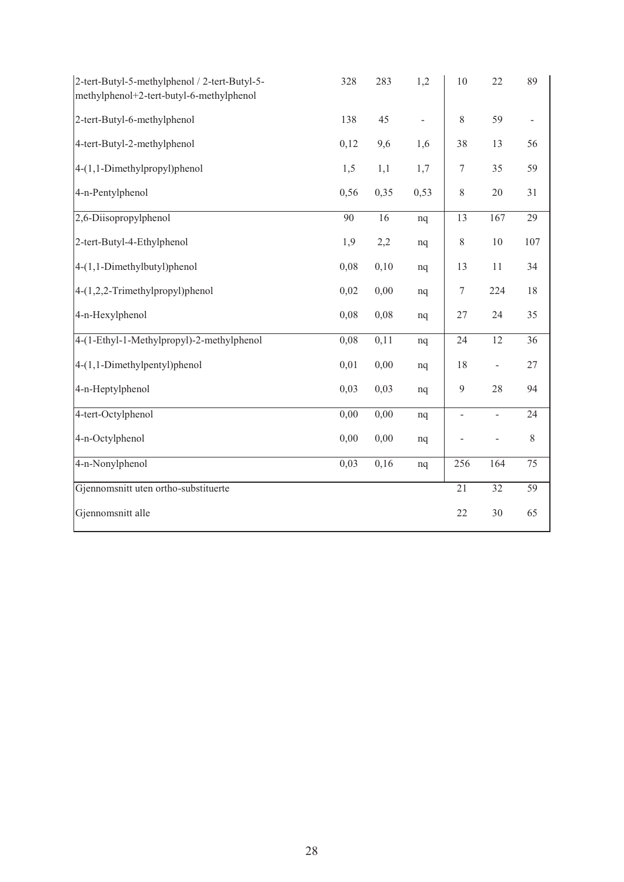| | | | | | | |
|---|---|---|---|---|---|---|
| 2-tert-Butyl-5-methylphenol / 2-tert-Butyl-5-methylphenol+2-tert-butyl-6-methylphenol | 328 | 283 | 1,2 | 10 | 22 | 89 |
| 2-tert-Butyl-6-methylphenol | 138 | 45 | - | 8 | 59 | - |
| 4-tert-Butyl-2-methylphenol | 0,12 | 9,6 | 1,6 | 38 | 13 | 56 |
| 4-(1,1-Dimethylpropyl)phenol | 1,5 | 1,1 | 1,7 | 7 | 35 | 59 |
| 4-n-Pentylphenol | 0,56 | 0,35 | 0,53 | 8 | 20 | 31 |
| 2,6-Diisopropylphenol | 90 | 16 | nq | 13 | 167 | 29 |
| 2-tert-Butyl-4-Ethylphenol | 1,9 | 2,2 | nq | 8 | 10 | 107 |
| 4-(1,1-Dimethylbutyl)phenol | 0,08 | 0,10 | nq | 13 | 11 | 34 |
| 4-(1,2,2-Trimethylpropyl)phenol | 0,02 | 0,00 | nq | 7 | 224 | 18 |
| 4-n-Hexylphenol | 0,08 | 0,08 | nq | 27 | 24 | 35 |
| 4-(1-Ethyl-1-Methylpropyl)-2-methylphenol | 0,08 | 0,11 | nq | 24 | 12 | 36 |
| 4-(1,1-Dimethylpentyl)phenol | 0,01 | 0,00 | nq | 18 | - | 27 |
| 4-n-Heptylphenol | 0,03 | 0,03 | nq | 9 | 28 | 94 |
| 4-tert-Octylphenol | 0,00 | 0,00 | nq | - | - | 24 |
| 4-n-Octylphenol | 0,00 | 0,00 | nq | - | - | 8 |
| 4-n-Nonylphenol | 0,03 | 0,16 | nq | 256 | 164 | 75 |
| Gjennomsnitt uten ortho-substituerte | | | | 21 | 32 | 59 |
| Gjennomsnitt alle | | | | 22 | 30 | 65 |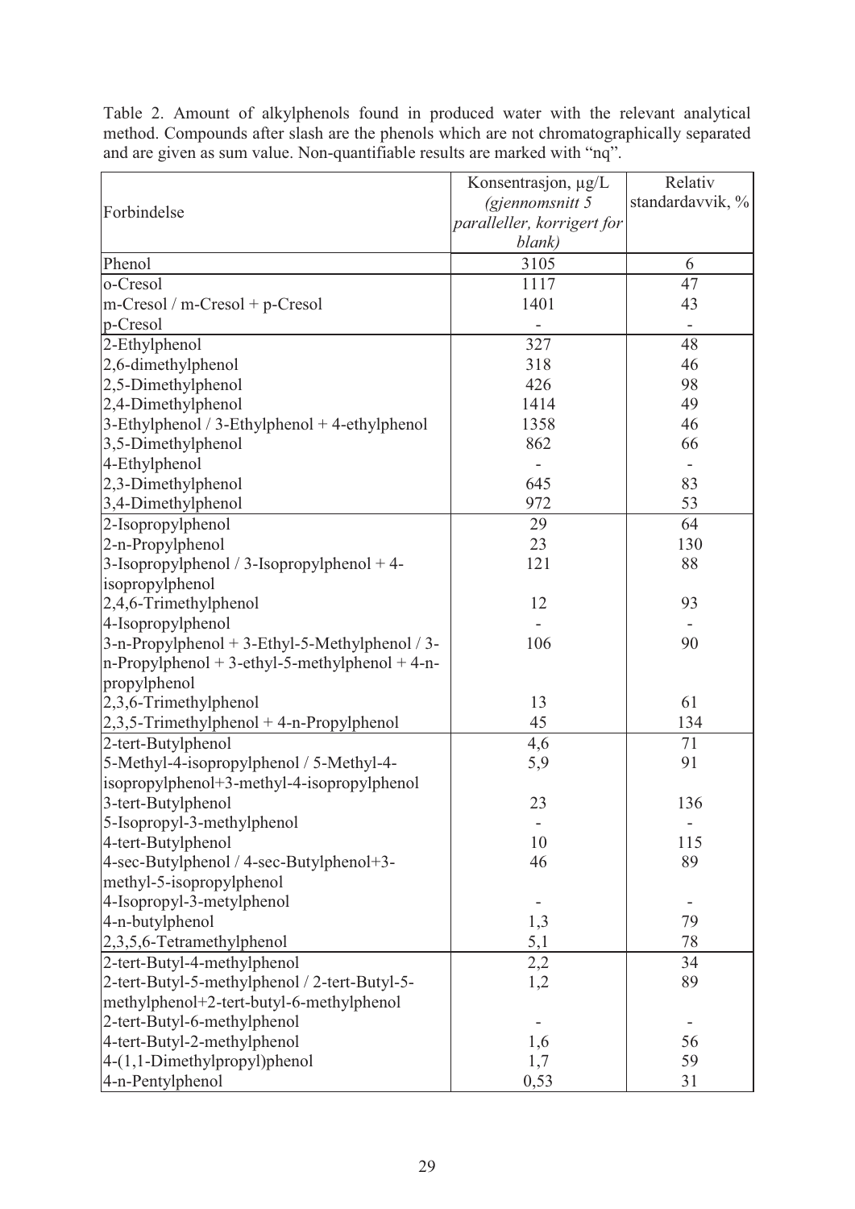Table 2. Amount of alkylphenols found in produced water with the relevant analytical method. Compounds after slash are the phenols which are not chromatographically separated and are given as sum value. Non-quantifiable results are marked with "nq".

| Forbindelse | Konsentrasjon, µg/L *(gjennomsnitt 5 paralleller, korrigert for blank)* | Relativ standardavvik, % |
|---|---|---|
| Phenol | 3105 | 6 |
| o-Cresol | 1117 | 47 |
| m-Cresol / m-Cresol + p-Cresol | 1401 | 43 |
| p-Cresol | - | - |
| 2-Ethylphenol | 327 | 48 |
| 2,6-dimethylphenol | 318 | 46 |
| 2,5-Dimethylphenol | 426 | 98 |
| 2,4-Dimethylphenol | 1414 | 49 |
| 3-Ethylphenol / 3-Ethylphenol + 4-ethylphenol | 1358 | 46 |
| 3,5-Dimethylphenol | 862 | 66 |
| 4-Ethylphenol | - | - |
| 2,3-Dimethylphenol | 645 | 83 |
| 3,4-Dimethylphenol | 972 | 53 |
| 2-Isopropylphenol | 29 | 64 |
| 2-n-Propylphenol | 23 | 130 |
| 3-Isopropylphenol / 3-Isopropylphenol + 4-isopropylphenol | 121 | 88 |
| 2,4,6-Trimethylphenol | 12 | 93 |
| 4-Isopropylphenol | - | - |
| 3-n-Propylphenol + 3-Ethyl-5-Methylphenol / 3-n-Propylphenol + 3-ethyl-5-methylphenol + 4-n-propylphenol | 106 | 90 |
| 2,3,6-Trimethylphenol | 13 | 61 |
| 2,3,5-Trimethylphenol + 4-n-Propylphenol | 45 | 134 |
| 2-tert-Butylphenol | 4,6 | 71 |
| 5-Methyl-4-isopropylphenol / 5-Methyl-4-isopropylphenol+3-methyl-4-isopropylphenol | 5,9 | 91 |
| 3-tert-Butylphenol | 23 | 136 |
| 5-Isopropyl-3-methylphenol | - | - |
| 4-tert-Butylphenol | 10 | 115 |
| 4-sec-Butylphenol / 4-sec-Butylphenol+3-methyl-5-isopropylphenol | 46 | 89 |
| 4-Isopropyl-3-metylphenol | - | - |
| 4-n-butylphenol | 1,3 | 79 |
| 2,3,5,6-Tetramethylphenol | 5,1 | 78 |
| 2-tert-Butyl-4-methylphenol | 2,2 | 34 |
| 2-tert-Butyl-5-methylphenol / 2-tert-Butyl-5-methylphenol+2-tert-butyl-6-methylphenol | 1,2 | 89 |
| 2-tert-Butyl-6-methylphenol | - | - |
| 4-tert-Butyl-2-methylphenol | 1,6 | 56 |
| 4-(1,1-Dimethylpropyl)phenol | 1,7 | 59 |
| 4-n-Pentylphenol | 0,53 | 31 |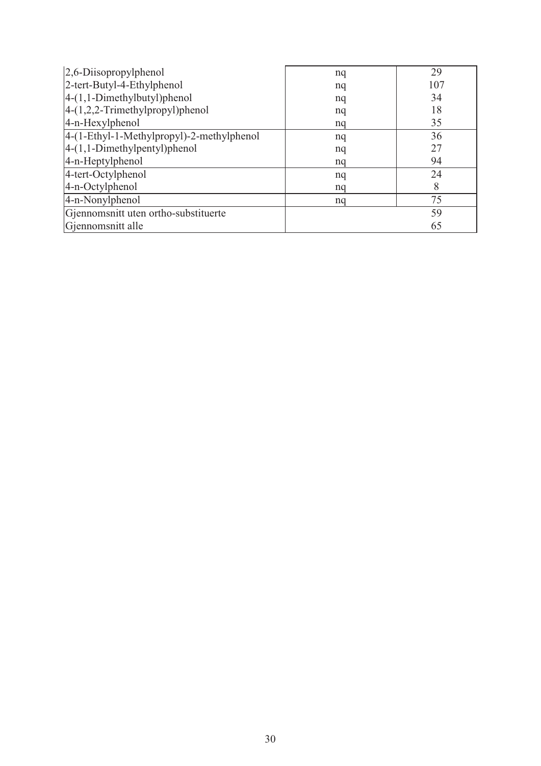| | | |
|---|---|---|
| 2,6-Diisopropylphenol | nq | 29 |
| 2-tert-Butyl-4-Ethylphenol | nq | 107 |
| 4-(1,1-Dimethylbutyl)phenol | nq | 34 |
| 4-(1,2,2-Trimethylpropyl)phenol | nq | 18 |
| 4-n-Hexylphenol | nq | 35 |
| 4-(1-Ethyl-1-Methylpropyl)-2-methylphenol | nq | 36 |
| 4-(1,1-Dimethylpentyl)phenol | nq | 27 |
| 4-n-Heptylphenol | nq | 94 |
| 4-tert-Octylphenol | nq | 24 |
| 4-n-Octylphenol | nq | 8 |
| 4-n-Nonylphenol | nq | 75 |
| Gjennomsnitt uten ortho-substituerte | | 59 |
| Gjennomsnitt alle | | 65 |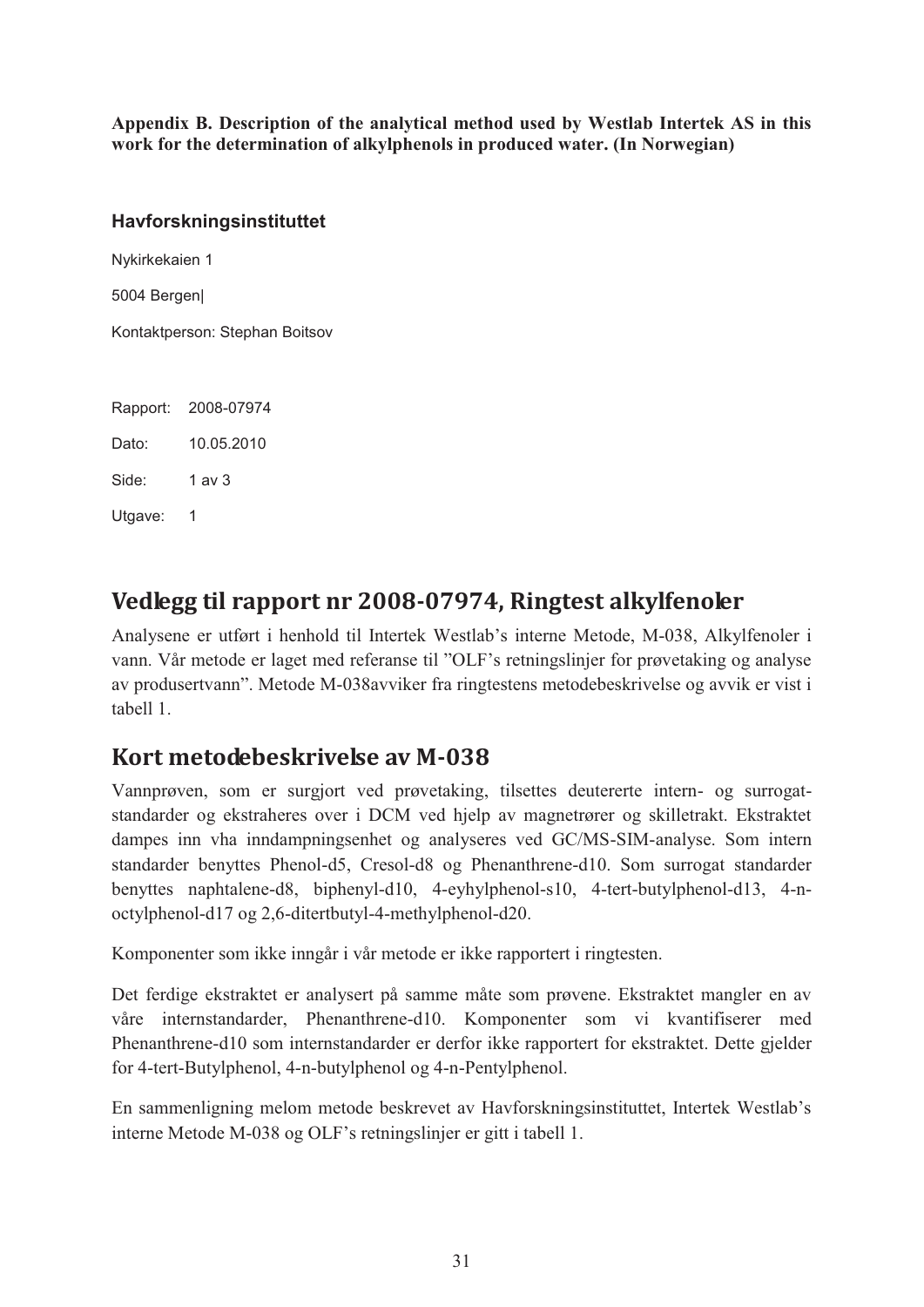**Appendix B. Description of the analytical method used by Westlab Intertek AS in this work for the determination of alkylphenols in produced water. (In Norwegian)**

**Havforskningsinstituttet**

Nykirkekaien 1

5004 Bergen|

Kontaktperson: Stephan Boitsov

Rapport: 2008-07974

Dato: 10.05.2010

Side: 1 av 3

Utgave: 1

# Vedlegg til rapport nr 2008-07974, Ringtest alkylfenoler

Analysene er utført i henhold til Intertek Westlab's interne Metode, M-038, Alkylfenoler i vann. Vår metode er laget med referanse til "OLF's retningslinjer for prøvetaking og analyse av produsertvann". Metode M-038avviker fra ringtestens metodebeskrivelse og avvik er vist i tabell 1.

# Kort metodebeskrivelse av M-038

Vannprøven, som er surgjort ved prøvetaking, tilsettes deutererte intern- og surrogat-standarder og ekstraheres over i DCM ved hjelp av magnetrører og skilletrakt. Ekstraktet dampes inn vha inndampningsenhet og analyseres ved GC/MS-SIM-analyse. Som intern standarder benyttes Phenol-d5, Cresol-d8 og Phenanthrene-d10. Som surrogat standarder benyttes naphtalene-d8, biphenyl-d10, 4-eyhylphenol-s10, 4-tert-butylphenol-d13, 4-n-octylphenol-d17 og 2,6-ditertbutyl-4-methylphenol-d20.

Komponenter som ikke inngår i vår metode er ikke rapportert i ringtesten.

Det ferdige ekstraktet er analysert på samme måte som prøvene. Ekstraktet mangler en av våre internstandarder, Phenanthrene-d10. Komponenter som vi kvantifiserer med Phenanthrene-d10 som internstandarder er derfor ikke rapportert for ekstraktet. Dette gjelder for 4-tert-Butylphenol, 4-n-butylphenol og 4-n-Pentylphenol.

En sammenligning melom metode beskrevet av Havforskningsinstituttet, Intertek Westlab's interne Metode M-038 og OLF's retningslinjer er gitt i tabell 1.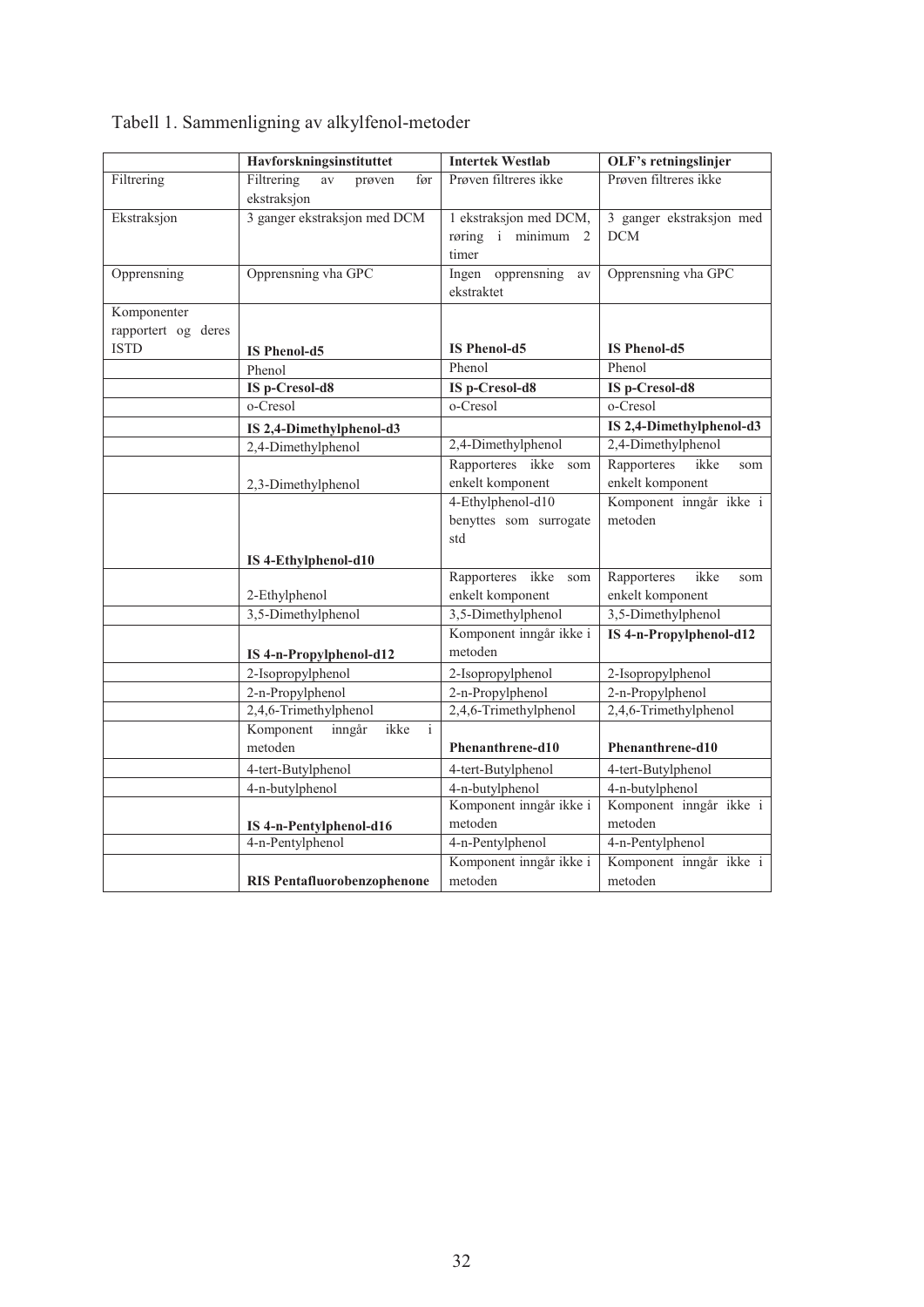Tabell 1. Sammenligning av alkylfenol-metoder

| | Havforskningsinstituttet | Intertek Westlab | OLF's retningslinjer |
|---|---|---|---|
| Filtrering | Filtrering av prøven før ekstraksjon | Prøven filtreres ikke | Prøven filtreres ikke |
| Ekstraksjon | 3 ganger ekstraksjon med DCM | 1 ekstraksjon med DCM, røring i minimum 2 timer | 3 ganger ekstraksjon med DCM |
| Opprensning | Opprensning vha GPC | Ingen opprensning av ekstraktet | Opprensning vha GPC |
| Komponenter rapportert og deres ISTD | **IS Phenol-d5** | **IS Phenol-d5** | **IS Phenol-d5** |
| | Phenol | Phenol | Phenol |
| | **IS p-Cresol-d8** | **IS p-Cresol-d8** | **IS p-Cresol-d8** |
| | o-Cresol | o-Cresol | o-Cresol |
| | **IS 2,4-Dimethylphenol-d3** | | **IS 2,4-Dimethylphenol-d3** |
| | 2,4-Dimethylphenol | 2,4-Dimethylphenol | 2,4-Dimethylphenol |
| | 2,3-Dimethylphenol | Rapporteres ikke som enkelt komponent | Rapporteres ikke som enkelt komponent |
| | **IS 4-Ethylphenol-d10** | 4-Ethylphenol-d10 benyttes som surrogate std | Komponent inngår ikke i metoden |
| | 2-Ethylphenol | Rapporteres ikke som enkelt komponent | Rapporteres ikke som enkelt komponent |
| | 3,5-Dimethylphenol | 3,5-Dimethylphenol | 3,5-Dimethylphenol |
| | **IS 4-n-Propylphenol-d12** | Komponent inngår ikke i metoden | **IS 4-n-Propylphenol-d12** |
| | 2-Isopropylphenol | 2-Isopropylphenol | 2-Isopropylphenol |
| | 2-n-Propylphenol | 2-n-Propylphenol | 2-n-Propylphenol |
| | 2,4,6-Trimethylphenol | 2,4,6-Trimethylphenol | 2,4,6-Trimethylphenol |
| | Komponent inngår ikke i metoden | **Phenanthrene-d10** | **Phenanthrene-d10** |
| | 4-tert-Butylphenol | 4-tert-Butylphenol | 4-tert-Butylphenol |
| | 4-n-butylphenol | 4-n-butylphenol | 4-n-butylphenol |
| | **IS 4-n-Pentylphenol-d16** | Komponent inngår ikke i metoden | Komponent inngår ikke i metoden |
| | 4-n-Pentylphenol | 4-n-Pentylphenol | 4-n-Pentylphenol |
| | **RIS Pentafluorobenzophenone** | Komponent inngår ikke i metoden | Komponent inngår ikke i metoden |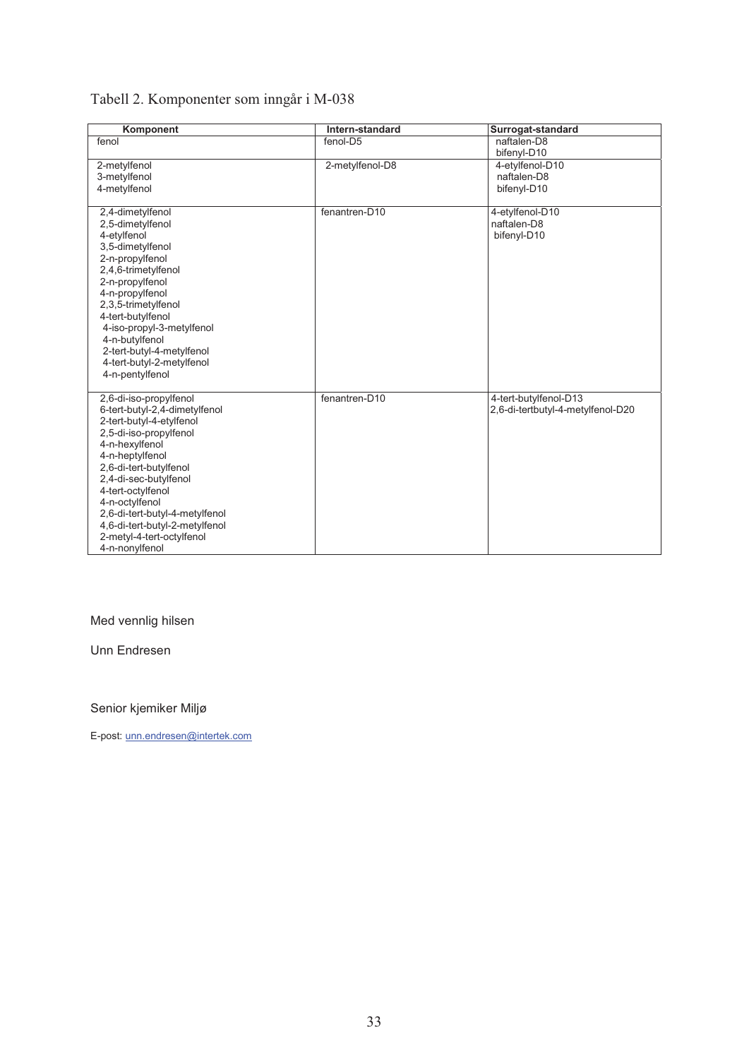Tabell 2. Komponenter som inngår i M-038

| Komponent | Intern-standard | Surrogat-standard |
|---|---|---|
| fenol | fenol-D5 | naftalen-D8<br>bifenyl-D10 |
| 2-metylfenol<br>3-metylfenol<br>4-metylfenol | 2-metylfenol-D8 | 4-etylfenol-D10<br>naftalen-D8<br>bifenyl-D10 |
| 2,4-dimetylfenol<br>2,5-dimetylfenol<br>4-etylfenol<br>3,5-dimetylfenol<br>2-n-propylfenol<br>2,4,6-trimetylfenol<br>2-n-propylfenol<br>4-n-propylfenol<br>2,3,5-trimetylfenol<br>4-tert-butylfenol<br>4-iso-propyl-3-metylfenol<br>4-n-butylfenol<br>2-tert-butyl-4-metylfenol<br>4-tert-butyl-2-metylfenol<br>4-n-pentylfenol | fenantren-D10 | 4-etylfenol-D10<br>naftalen-D8<br>bifenyl-D10 |
| 2,6-di-iso-propylfenol<br>6-tert-butyl-2,4-dimetylfenol<br>2-tert-butyl-4-etylfenol<br>2,5-di-iso-propylfenol<br>4-n-hexylfenol<br>4-n-heptylfenol<br>2,6-di-tert-butylfenol<br>2,4-di-sec-butylfenol<br>4-tert-octylfenol<br>4-n-octylfenol<br>2,6-di-tert-butyl-4-metylfenol<br>4,6-di-tert-butyl-2-metylfenol<br>2-metyl-4-tert-octylfenol<br>4-n-nonylfenol | fenantren-D10 | 4-tert-butylfenol-D13<br>2,6-di-tertbutyl-4-metylfenol-D20 |

Med vennlig hilsen

Unn Endresen

Senior kjemiker Miljø

E-post: unn.endresen@intertek.com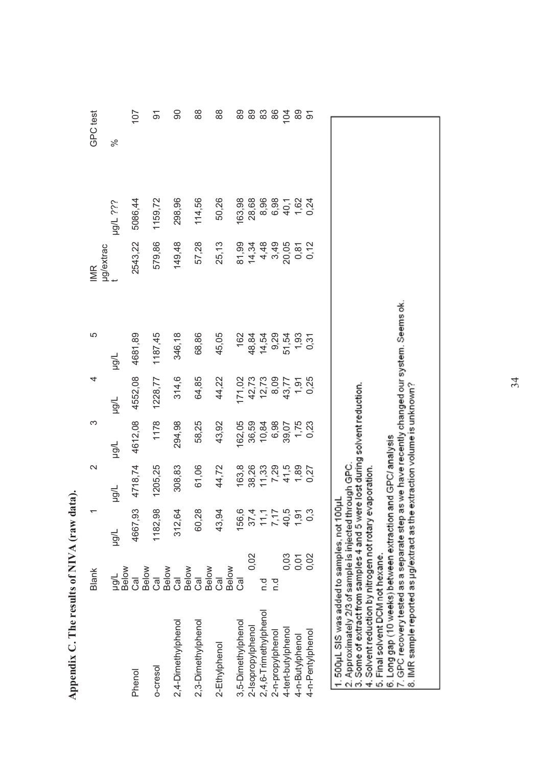# Appendix C. The results of NIVA (raw data).

| | Blank | 1 | 2 | 3 | 4 | 5 | IMR | | GPC test |
|---|---|---|---|---|---|---|---|---|---|
| | µg/L | µg/L | µg/L | µg/L | µg/L | µg/L | µg/extract | µg/L ??? | % |
| Phenol | Below Cal | 4667,93 | 4718,74 | 4612,08 | 4552,08 | 4681,89 | 2543,22 | 5086,44 | 107 |
| o-cresol | Below Cal | 1182,98 | 1205,25 | 1178 | 1228,77 | 1187,45 | 579,86 | 1159,72 | 91 |
| 2,4-Dimethylphenol | Below Cal | 312,64 | 308,83 | 294,98 | 314,6 | 346,18 | 149,48 | 298,96 | 90 |
| 2,3-Dimethylphenol | Below Cal | 60,28 | 61,06 | 58,25 | 64,85 | 68,86 | 57,28 | 114,56 | 88 |
| 2-Ethylphenol | Below Cal | 43,94 | 44,72 | 43,92 | 44,22 | 45,05 | 25,13 | 50,26 | 88 |
| 3,5-Dimethylphenol | Below Cal | 156,6 | 163,8 | 162,05 | 171,02 | 162 | 81,99 | 163,98 | 89 |
| 2-Isopropylphenol | 0,02 | 37,4 | 38,26 | 36,59 | 42,73 | 48,84 | 14,34 | 28,68 | 89 |
| 2,4,6-Trimethylphenol | n.d | 11,1 | 11,33 | 10,84 | 12,73 | 14,54 | 4,48 | 8,96 | 83 |
| 2-n-propylphenol | n.d | 7,17 | 7,29 | 6,98 | 8,09 | 9,29 | 3,49 | 6,98 | 86 |
| 4-tert-butylphenol | 0,03 | 40,5 | 41,5 | 39,07 | 43,77 | 51,54 | 20,05 | 40,1 | 104 |
| 4-n-Butylphenol | 0,01 | 1,91 | 1,89 | 1,75 | 1,91 | 1,93 | 0,81 | 1,62 | 89 |
| 4-n-Pentylphenol | 0,02 | 0,3 | 0,27 | 0,23 | 0,25 | 0,31 | 0,12 | 0,24 | 91 |

1. 500µL SIS was added to samples, not 100µL
2. Approximately 2/3 of sample is injected through GPC.
3. Some of extract from samples 4 and 5 were lost during solvent reduction.
4. Solvent reduction by nitrogen not rotary evaporation.
5. Final solvent DCM not hexane.
6. Long gap (10 weeks) between extraction and GPC/analysis
7. GPC recovery tested as a separate step as we have recently changed our system. Seems ok.
8. IMR sample reported as µg/extract as the extraction volume is unknown?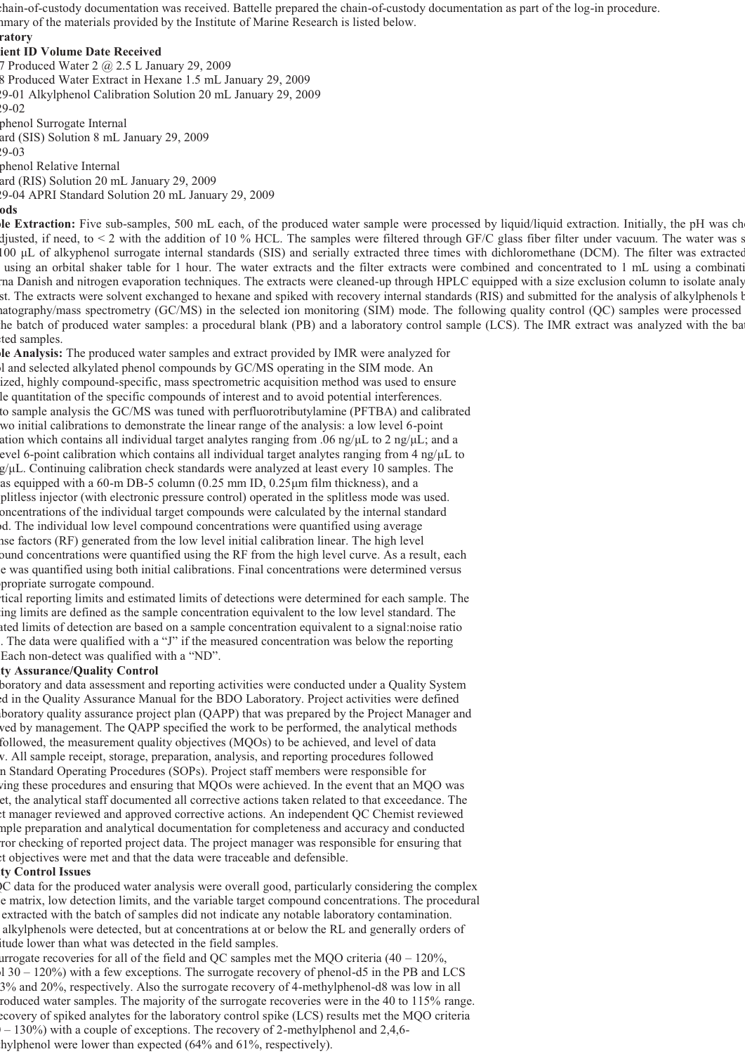chain-of-custody documentation was received. Battelle prepared the chain-of-custody documentation as part of the log-in procedure.
nmary of the materials provided by the Institute of Marine Research is listed below.

**ratory**

| ient ID | Volume | Date Received |
|---|---|---|
| 7 Produced Water | 2 @ 2.5 L | January 29, 2009 |
| 8 Produced Water Extract in Hexane | 1.5 mL | January 29, 2009 |
| 29-01 Alkylphenol Calibration Solution | 20 mL | January 29, 2009 |
| 29-02 phenol Surrogate Internal ard (SIS) Solution | 8 mL | January 29, 2009 |
| 29-03 phenol Relative Internal ard (RIS) Solution | 20 mL | January 29, 2009 |
| 29-04 APRI Standard Solution | 20 mL | January 29, 2009 |

**ods**

**le Extraction:** Five sub-samples, 500 mL each, of the produced water sample were processed by liquid/liquid extraction. Initially, the pH was ch djusted, if need, to < 2 with the addition of 10 % HCL. The samples were filtered through GF/C glass fiber filter under vacuum. The water was s 100 µL of alkyphenol surrogate internal standards (SIS) and serially extracted three times with dichloromethane (DCM). The filter was extracted using an orbital shaker table for 1 hour. The water extracts and the filter extracts were combined and concentrated to 1 mL using a combinati rna Danish and nitrogen evaporation techniques. The extracts were cleaned-up through HPLC equipped with a size exclusion column to isolate analy st. The extracts were solvent exchanged to hexane and spiked with recovery internal standards (RIS) and submitted for the analysis of alkylphenols b natography/mass spectrometry (GC/MS) in the selected ion monitoring (SIM) mode. The following quality control (QC) samples were processed he batch of produced water samples: a procedural blank (PB) and a laboratory control sample (LCS). The IMR extract was analyzed with the bat cted samples.

**le Analysis:** The produced water samples and extract provided by IMR were analyzed for l and selected alkylated phenol compounds by GC/MS operating in the SIM mode. An ized, highly compound-specific, mass spectrometric acquisition method was used to ensure le quantitation of the specific compounds of interest and to avoid potential interferences.

o sample analysis the GC/MS was tuned with perfluorotributylamine (PFTBA) and calibrated wo initial calibrations to demonstrate the linear range of the analysis: a low level 6-point ation which contains all individual target analytes ranging from .06 ng/µL to 2 ng/µL; and a evel 6-point calibration which contains all individual target analytes ranging from 4 ng/µL to g/µL. Continuing calibration check standards were analyzed at least every 10 samples. The as equipped with a 60-m DB-5 column (0.25 mm ID, 0.25µm film thickness), and a plitless injector (with electronic pressure control) operated in the splitless mode was used. oncentrations of the individual target compounds were calculated by the internal standard od. The individual low level compound concentrations were quantified using average nse factors (RF) generated from the low level initial calibration linear. The high level ound concentrations were quantified using the RF from the high level curve. As a result, each e was quantified using both initial calibrations. Final concentrations were determined versus propriate surrogate compound.

tical reporting limits and estimated limits of detections were determined for each sample. The ing limits are defined as the sample concentration equivalent to the low level standard. The ated limits of detection are based on a sample concentration equivalent to a signal:noise ratio . The data were qualified with a "J" if the measured concentration was below the reporting Each non-detect was qualified with a "ND".

**ty Assurance/Quality Control**

boratory and data assessment and reporting activities were conducted under a Quality System d in the Quality Assurance Manual for the BDO Laboratory. Project activities were defined aboratory quality assurance project plan (QAPP) that was prepared by the Project Manager and ved by management. The QAPP specified the work to be performed, the analytical methods followed, the measurement quality objectives (MQOs) to be achieved, and level of data w. All sample receipt, storage, preparation, analysis, and reporting procedures followed n Standard Operating Procedures (SOPs). Project staff members were responsible for ving these procedures and ensuring that MQOs were achieved. In the event that an MQO was et, the analytical staff documented all corrective actions taken related to that exceedance. The ct manager reviewed and approved corrective actions. An independent QC Chemist reviewed mple preparation and analytical documentation for completeness and accuracy and conducted rror checking of reported project data. The project manager was responsible for ensuring that ct objectives were met and that the data were traceable and defensible.

**ty Control Issues**

QC data for the produced water analysis were overall good, particularly considering the complex e matrix, low detection limits, and the variable target compound concentrations. The procedural extracted with the batch of samples did not indicate any notable laboratory contamination. alkylphenols were detected, but at concentrations at or below the RL and generally orders of itude lower than what was detected in the field samples.

urrogate recoveries for all of the field and QC samples met the MQO criteria (40 – 120%, l 30 – 120%) with a few exceptions. The surrogate recovery of phenol-d5 in the PB and LCS 3% and 20%, respectively. Also the surrogate recovery of 4-methylphenol-d8 was low in all roduced water samples. The majority of the surrogate recoveries were in the 40 to 115% range. ecovery of spiked analytes for the laboratory control spike (LCS) results met the MQO criteria – 130%) with a couple of exceptions. The recovery of 2-methylphenol and 2,4,6- hylphenol were lower than expected (64% and 61%, respectively).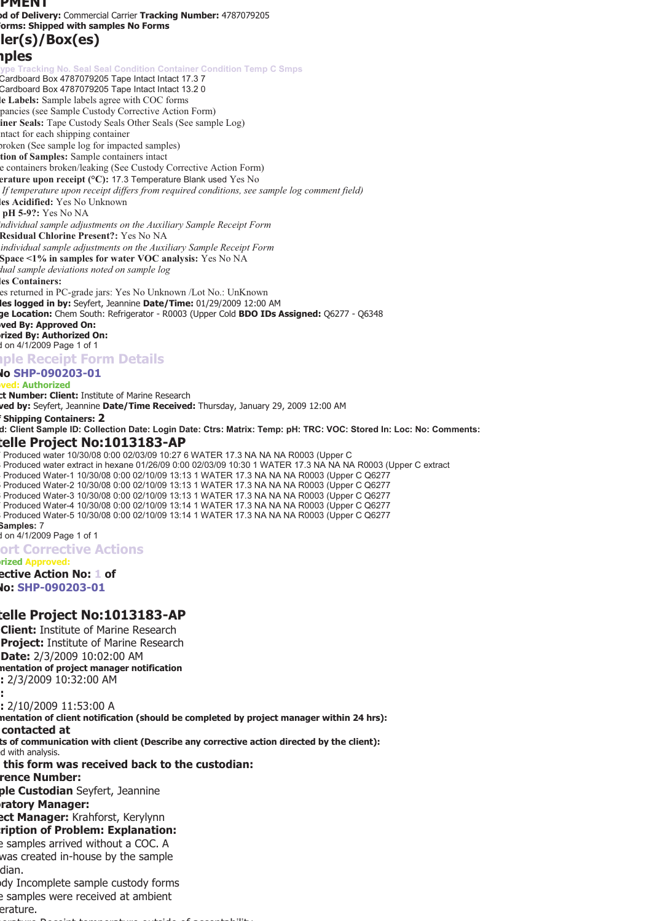# PMENT

**od of Delivery:** Commercial Carrier **Tracking Number:** 4787079205
**orms: Shipped with samples No Forms**

## ler(s)/Box(es)

## nples

| ype | Tracking No. | Seal | Seal Condition | Container Condition | Temp C | Smps |
|---|---|---|---|---|---|---|
| Cardboard Box | 4787079205 | Tape | Intact | Intact | 17.3 | 7 |
| Cardboard Box | 4787079205 | Tape | Intact | Intact | 13.2 | 0 |

**le Labels:** Sample labels agree with COC forms
pancies (see Sample Custody Corrective Action Form)
**iner Seals:** Tape Custody Seals Other Seals (See sample Log)
ntact for each shipping container
roken (See sample log for impacted samples)
**tion of Samples:** Sample containers intact
e containers broken/leaking (See Custody Corrective Action Form)
**erature upon receipt (°C):** 17.3 Temperature Blank used Yes No
*If temperature upon receipt differs from required conditions, see sample log comment field)*
**les Acidified:** Yes No Unknown
**pH 5-9?:** Yes No NA
*ndividual sample adjustments on the Auxiliary Sample Receipt Form*
**Residual Chlorine Present?:** Yes No NA
*individual sample adjustments on the Auxiliary Sample Receipt Form*
**Space <1% in samples for water VOC analysis:** Yes No NA
*dual sample deviations noted on sample log*
**les Containers:**
es returned in PC-grade jars: Yes No Unknown /Lot No.: UnKnown
**les logged in by:** Seyfert, Jeannine **Date/Time:** 01/29/2009 12:00 AM
**ge Location:** Chem South: Refrigerator - R0003 (Upper Cold **BDO IDs Assigned:** Q6277 - Q6348
**oved By: Approved On:**
**rized By: Authorized On:**
d on 4/1/2009

## ple Receipt Form Details

**No SHP-090203-01**
**ved: Authorized**
**ct Number: Client:** Institute of Marine Research
**ved by:** Seyfert, Jeannine **Date/Time Received:** Thursday, January 29, 2009 12:00 AM
**f Shipping Containers: 2**
**d: Client Sample ID: Collection Date: Login Date: Ctrs: Matrix: Temp: pH: TRC: VOC: Stored In: Loc: No: Comments:**

## telle Project No:1013183-AP

| d | Client Sample ID | Collection Date | Login Date | Ctrs | Matrix | Temp | pH | TRC | VOC | Stored In | Loc | No | Comments |
|---|---|---|---|---|---|---|---|---|---|---|---|---|---|
| | Produced water | 10/30/08 0:00 | 02/03/09 10:27 | 6 | WATER | 17.3 | NA | NA | NA | R0003 (Upper C | | | |
| | Produced water extract in hexane | 01/26/09 0:00 | 02/03/09 10:30 | 1 | WATER | 17.3 | NA | NA | NA | R0003 (Upper C | | | extract |
| | Produced Water-1 | 10/30/08 0:00 | 02/10/09 13:13 | 1 | WATER | 17.3 | NA | NA | NA | R0003 (Upper C | Q6277 | | |
| | Produced Water-2 | 10/30/08 0:00 | 02/10/09 13:13 | 1 | WATER | 17.3 | NA | NA | NA | R0003 (Upper C | Q6277 | | |
| | Produced Water-3 | 10/30/08 0:00 | 02/10/09 13:13 | 1 | WATER | 17.3 | NA | NA | NA | R0003 (Upper C | Q6277 | | |
| | Produced Water-4 | 10/30/08 0:00 | 02/10/09 13:14 | 1 | WATER | 17.3 | NA | NA | NA | R0003 (Upper C | Q6277 | | |
| | Produced Water-5 | 10/30/08 0:00 | 02/10/09 13:14 | 1 | WATER | 17.3 | NA | NA | NA | R0003 (Upper C | Q6277 | | |

**Samples:** 7
d on 4/1/2009

## ort Corrective Actions

**rized Approved:**

**ective Action No: 1 of**

**No: SHP-090203-01**

## telle Project No:1013183-AP

**Client:** Institute of Marine Research
**Project:** Institute of Marine Research
**Date:** 2/3/2009 10:02:00 AM
**mentation of project manager notification**
**:** 2/3/2009 10:32:00 AM
**:**
**:** 2/10/2009 11:53:00 A
**mentation of client notification (should be completed by project manager within 24 hrs):**
**contacted at**
**ts of communication with client (Describe any corrective action directed by the client):**
d with analysis.
**this form was received back to the custodian:**
**rence Number:**
**ple Custodian** Seyfert, Jeannine
**ratory Manager:**
**ect Manager:** Krahforst, Kerylynn
**ription of Problem: Explanation:**
e samples arrived without a COC. A
was created in-house by the sample
dian.
dy Incomplete sample custody forms
e samples were received at ambient
erature.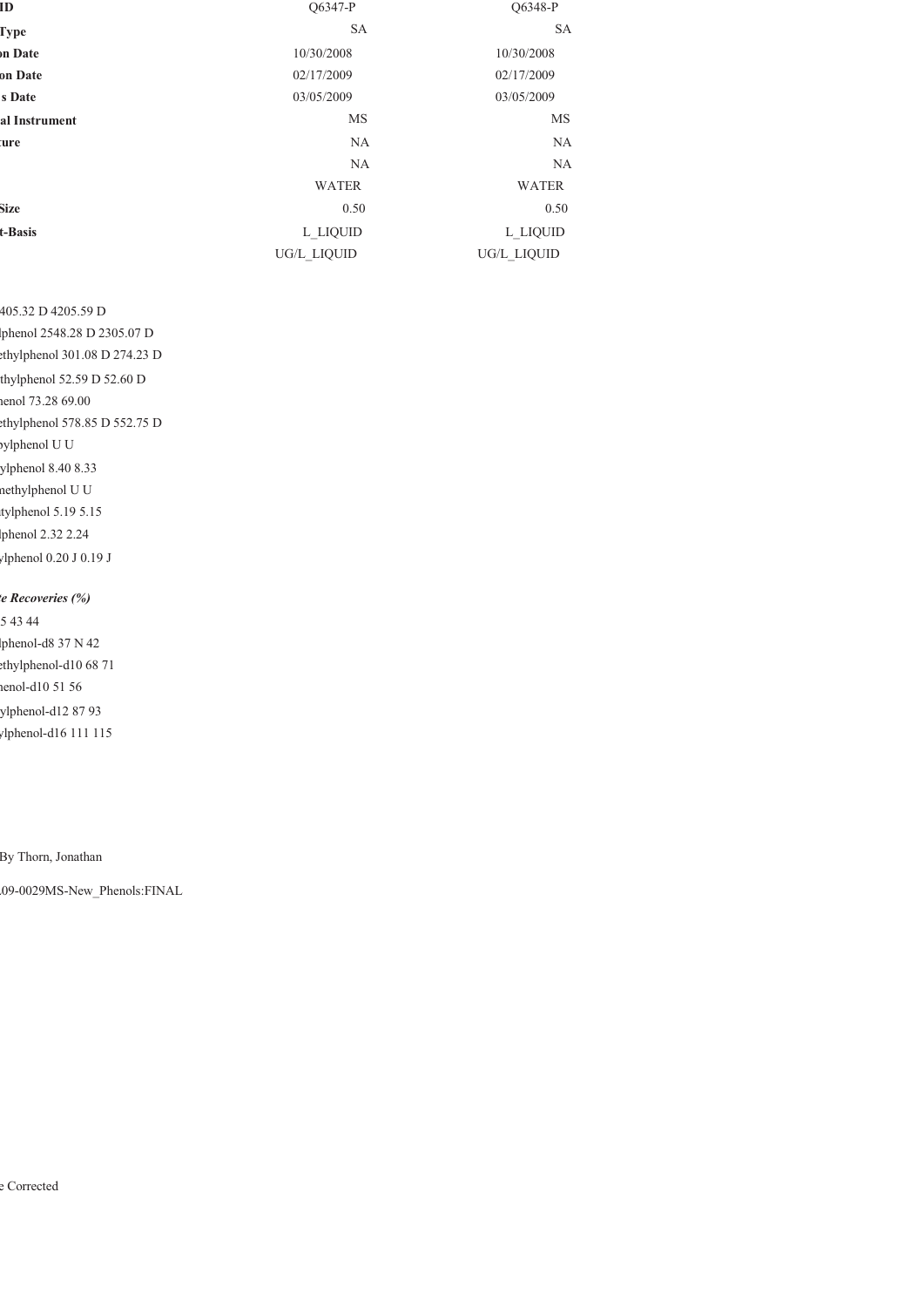| ID | Q6347-P | Q6348-P |
|---|---|---|
| Type | SA | SA |
| on Date | 10/30/2008 | 10/30/2008 |
| on Date | 02/17/2009 | 02/17/2009 |
| s Date | 03/05/2009 | 03/05/2009 |
| al Instrument | MS | MS |
| ure | NA | NA |
|  | NA | NA |
|  | WATER | WATER |
| Size | 0.50 | 0.50 |
| t-Basis | L_LIQUID | L_LIQUID |
|  | UG/L_LIQUID | UG/L_LIQUID |

405.32 D 4205.59 D

lphenol 2548.28 D 2305.07 D

ethylphenol 301.08 D 274.23 D

thylphenol 52.59 D 52.60 D

henol 73.28 69.00

ethylphenol 578.85 D 552.75 D

pylphenol U U

ylphenol 8.40 8.33

nethylphenol U U

tylphenol 5.19 5.15

lphenol 2.32 2.24

ylphenol 0.20 J 0.19 J

*e Recoveries (%)*

5 43 44

lphenol-d8 37 N 42

ethylphenol-d10 68 71

henol-d10 51 56

ylphenol-d12 87 93

ylphenol-d16 111 115

By Thorn, Jonathan

09-0029MS-New_Phenols:FINAL

e Corrected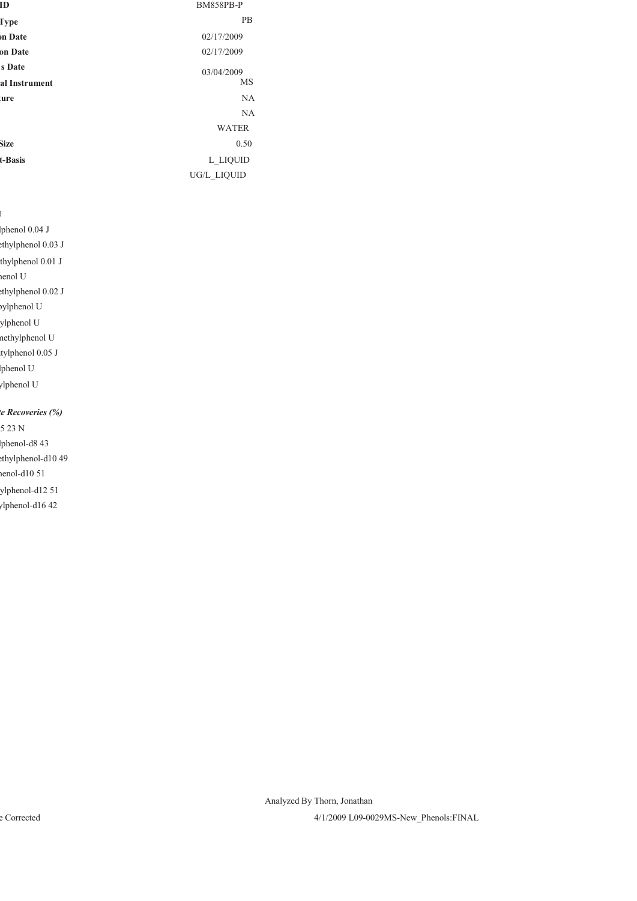| ID | BM858PB-P |
|---|---|
| Type | PB |
| on Date | 02/17/2009 |
| on Date | 02/17/2009 |
| s Date | 03/04/2009 |
| al Instrument | MS |
| ture | NA |
| | NA |
| | WATER |
| Size | 0.50 |
| t-Basis | L_LIQUID |
| | UG/L_LIQUID |

| | |
|---|---|
| l | |
| lphenol | 0.04 J |
| ethylphenol | 0.03 J |
| thylphenol | 0.01 J |
| henol | U |
| ethylphenol | 0.02 J |
| pylphenol | U |
| ylphenol | U |
| nethylphenol | U |
| tylphenol | 0.05 J |
| lphenol | U |
| ylphenol | U |

***e Recoveries (%)***

| | |
|---|---|
| 5 | 23 N |
| lphenol-d8 | 43 |
| ethylphenol-d10 | 49 |
| henol-d10 | 51 |
| ylphenol-d12 | 51 |
| ylphenol-d16 | 42 |

Analyzed By Thorn, Jonathan

e Corrected

4/1/2009 L09-0029MS-New_Phenols:FINAL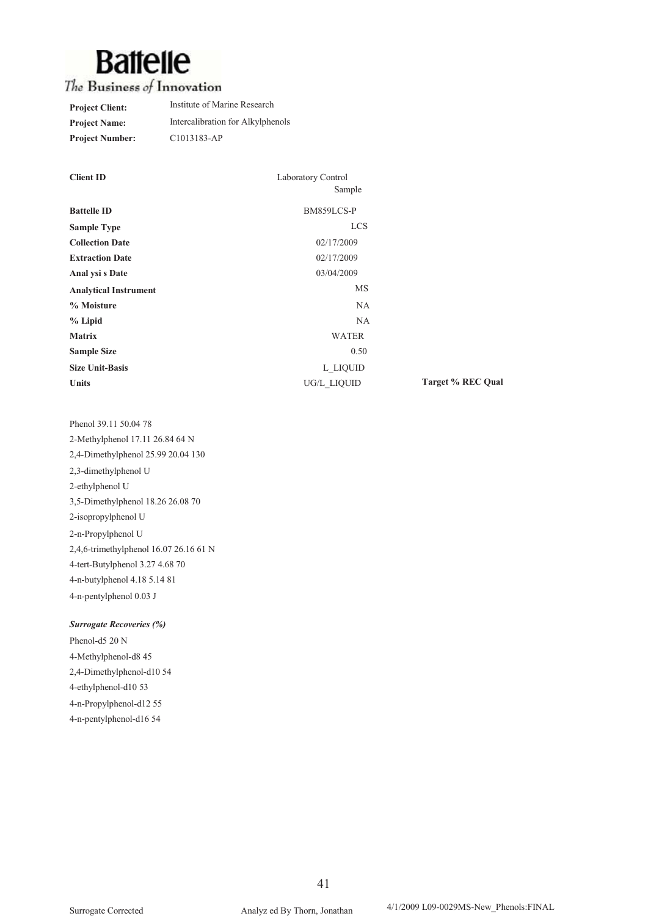**Battelle**
*The Business of Innovation*

| | |
|---|---|
| **Project Client:** | Institute of Marine Research |
| **Project Name:** | Intercalibration for Alkylphenols |
| **Project Number:** | C1013183-AP |

| | | |
|---|---|---|
| **Client ID** | Laboratory Control Sample | |
| **Battelle ID** | BM859LCS-P | |
| **Sample Type** | LCS | |
| **Collection Date** | 02/17/2009 | |
| **Extraction Date** | 02/17/2009 | |
| **Anal ysi s Date** | 03/04/2009 | |
| **Analytical Instrument** | MS | |
| **% Moisture** | NA | |
| **% Lipid** | NA | |
| **Matrix** | WATER | |
| **Sample Size** | 0.50 | |
| **Size Unit-Basis** | L_LIQUID | |
| **Units** | UG/L_LIQUID | **Target % REC Qual** |

Phenol 39.11 50.04 78

2-Methylphenol 17.11 26.84 64 N

2,4-Dimethylphenol 25.99 20.04 130

2,3-dimethylphenol U

2-ethylphenol U

3,5-Dimethylphenol 18.26 26.08 70

2-isopropylphenol U

2-n-Propylphenol U

2,4,6-trimethylphenol 16.07 26.16 61 N

4-tert-Butylphenol 3.27 4.68 70

4-n-butylphenol 4.18 5.14 81

4-n-pentylphenol 0.03 J

***Surrogate Recoveries (%)***

Phenol-d5 20 N

4-Methylphenol-d8 45

2,4-Dimethylphenol-d10 54

4-ethylphenol-d10 53

4-n-Propylphenol-d12 55

4-n-pentylphenol-d16 54

Surrogate Corrected    Analyz ed By Thorn, Jonathan    4/1/2009 L09-0029MS-New_Phenols:FINAL